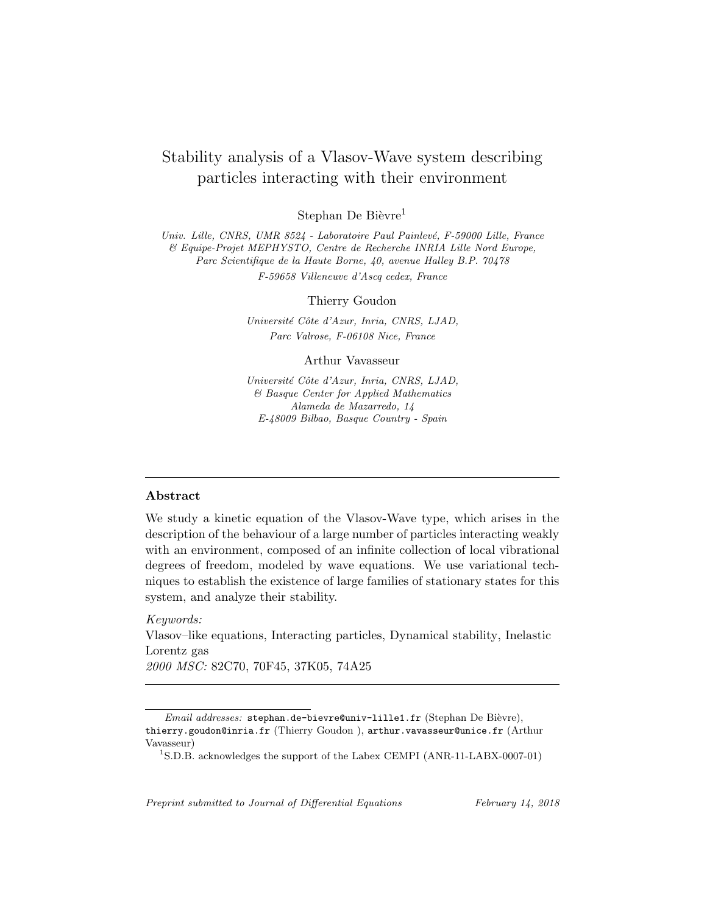# Stability analysis of a Vlasov-Wave system describing particles interacting with their environment

Stephan De Bièvre[1]

*Univ. Lille, CNRS, UMR 8524 - Laboratoire Paul Painlevé, F-59000 Lille, France & Equipe-Projet MEPHYSTO, Centre de Recherche INRIA Lille Nord Europe, Parc Scientifique de la Haute Borne, 40, avenue Halley B.P. 70478 F-59658 Villeneuve d'Ascq cedex, France*

Thierry Goudon

*Université Côte d'Azur, Inria, CNRS, LJAD, Parc Valrose, F-06108 Nice, France*

Arthur Vavasseur

*Université Côte d'Azur, Inria, CNRS, LJAD, & Basque Center for Applied Mathematics Alameda de Mazarredo, 14 E-48009 Bilbao, Basque Country - Spain*

---

**Abstract**

We study a kinetic equation of the Vlasov-Wave type, which arises in the description of the behaviour of a large number of particles interacting weakly with an environment, composed of an infinite collection of local vibrational degrees of freedom, modeled by wave equations. We use variational techniques to establish the existence of large families of stationary states for this system, and analyze their stability.

*Keywords:*
Vlasov–like equations, Interacting particles, Dynamical stability, Inelastic Lorentz gas
*2000 MSC:* 82C70, 70F45, 37K05, 74A25

---

*Email addresses:* stephan.de-bievre@univ-lille1.fr (Stephan De Bièvre), thierry.goudon@inria.fr (Thierry Goudon ), arthur.vavasseur@unice.fr (Arthur Vavasseur)

[1] S.D.B. acknowledges the support of the Labex CEMPI (ANR-11-LABX-0007-01)

*Preprint submitted to Journal of Differential Equations* *February 14, 2018*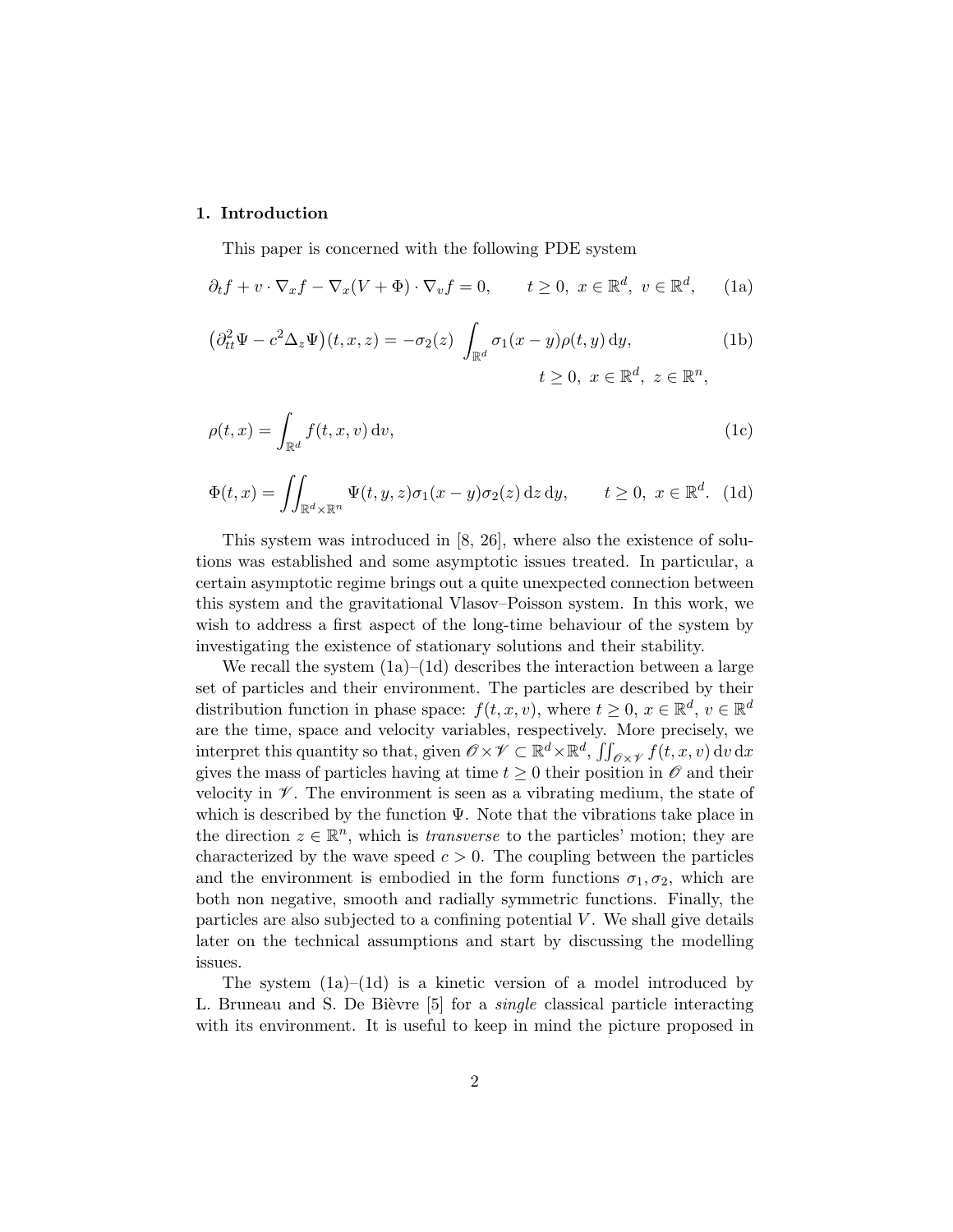## 1. Introduction

This paper is concerned with the following PDE system

$$\partial_t f + v \cdot \nabla_x f - \nabla_x (V + \Phi) \cdot \nabla_v f = 0, \qquad t \geq 0,\ x \in \mathbb{R}^d,\ v \in \mathbb{R}^d, \tag{1a}$$

$$\big(\partial_{tt}^2 \Psi - c^2 \Delta_z \Psi\big)(t, x, z) = -\sigma_2(z) \int_{\mathbb{R}^d} \sigma_1(x - y)\rho(t, y)\,\mathrm{d}y, \tag{1b}$$

$$t \geq 0,\ x \in \mathbb{R}^d,\ z \in \mathbb{R}^n,$$

$$\rho(t, x) = \int_{\mathbb{R}^d} f(t, x, v)\,\mathrm{d}v, \tag{1c}$$

$$\Phi(t, x) = \iint_{\mathbb{R}^d \times \mathbb{R}^n} \Psi(t, y, z)\sigma_1(x - y)\sigma_2(z)\,\mathrm{d}z\,\mathrm{d}y, \qquad t \geq 0,\ x \in \mathbb{R}^d. \tag{1d}$$

This system was introduced in [8, 26], where also the existence of solutions was established and some asymptotic issues treated. In particular, a certain asymptotic regime brings out a quite unexpected connection between this system and the gravitational Vlasov–Poisson system. In this work, we wish to address a first aspect of the long-time behaviour of the system by investigating the existence of stationary solutions and their stability.

We recall the system (1a)–(1d) describes the interaction between a large set of particles and their environment. The particles are described by their distribution function in phase space: $f(t, x, v)$, where $t \geq 0$, $x \in \mathbb{R}^d$, $v \in \mathbb{R}^d$ are the time, space and velocity variables, respectively. More precisely, we interpret this quantity so that, given $\mathscr{O} \times \mathscr{V} \subset \mathbb{R}^d \times \mathbb{R}^d$, $\iint_{\mathscr{O} \times \mathscr{V}} f(t, x, v)\,\mathrm{d}v\,\mathrm{d}x$ gives the mass of particles having at time $t \geq 0$ their position in $\mathscr{O}$ and their velocity in $\mathscr{V}$. The environment is seen as a vibrating medium, the state of which is described by the function $\Psi$. Note that the vibrations take place in the direction $z \in \mathbb{R}^n$, which is *transverse* to the particles' motion; they are characterized by the wave speed $c > 0$. The coupling between the particles and the environment is embodied in the form functions $\sigma_1, \sigma_2$, which are both non negative, smooth and radially symmetric functions. Finally, the particles are also subjected to a confining potential $V$. We shall give details later on the technical assumptions and start by discussing the modelling issues.

The system (1a)–(1d) is a kinetic version of a model introduced by L. Bruneau and S. De Bièvre [5] for a *single* classical particle interacting with its environment. It is useful to keep in mind the picture proposed in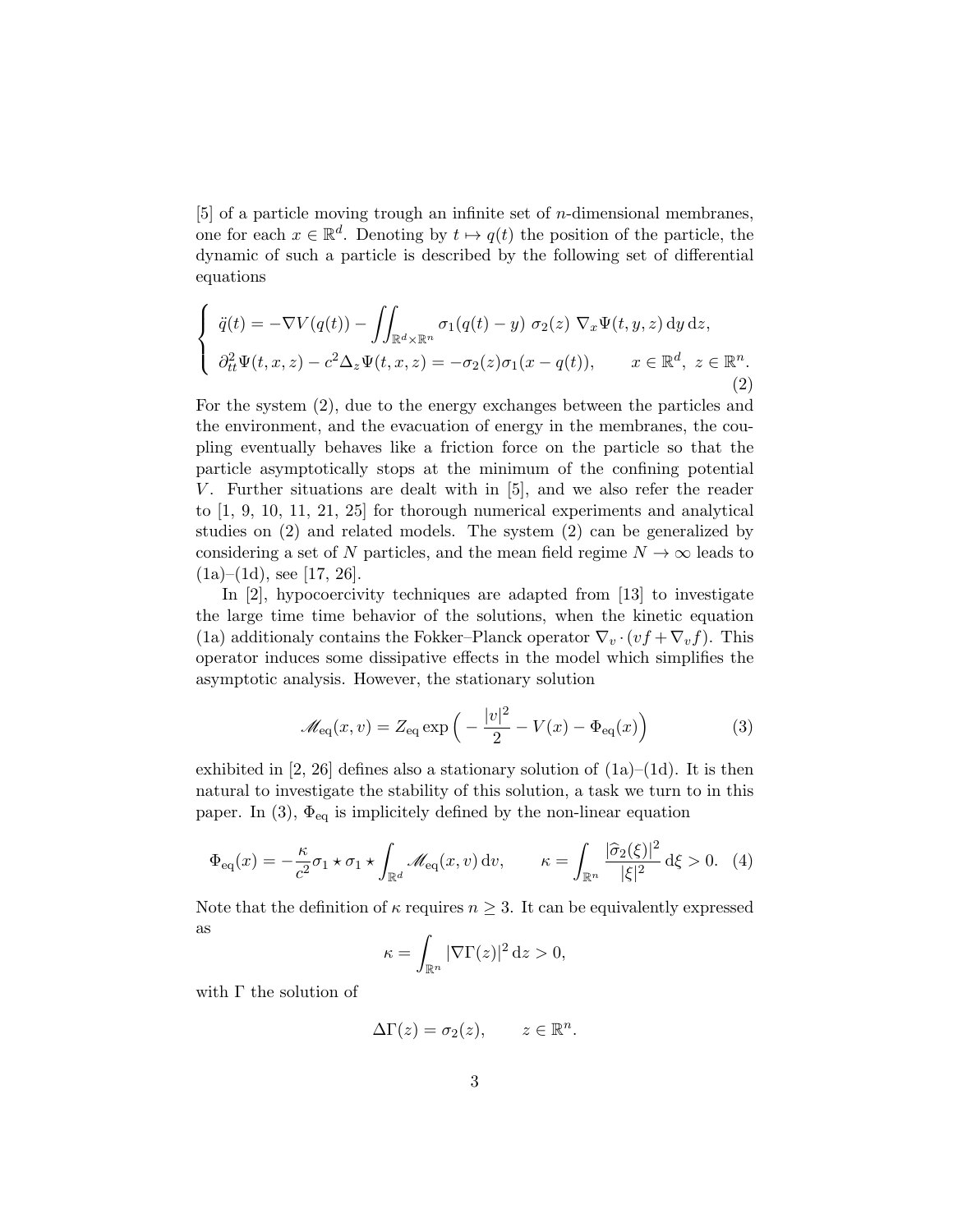[5] of a particle moving trough an infinite set of $n$-dimensional membranes, one for each $x \in \mathbb{R}^d$. Denoting by $t \mapsto q(t)$ the position of the particle, the dynamic of such a particle is described by the following set of differential equations

$$
\begin{cases}
\ddot{q}(t) = -\nabla V(q(t)) - \displaystyle\iint_{\mathbb{R}^d \times \mathbb{R}^n} \sigma_1(q(t) - y)\ \sigma_2(z)\ \nabla_x \Psi(t, y, z)\,\mathrm{d}y\,\mathrm{d}z, \\
\partial_{tt}^2 \Psi(t, x, z) - c^2 \Delta_z \Psi(t, x, z) = -\sigma_2(z)\sigma_1(x - q(t)), \qquad x \in \mathbb{R}^d,\ z \in \mathbb{R}^n.
\end{cases}
\tag{2}
$$

For the system (2), due to the energy exchanges between the particles and the environment, and the evacuation of energy in the membranes, the coupling eventually behaves like a friction force on the particle so that the particle asymptotically stops at the minimum of the confining potential $V$. Further situations are dealt with in [5], and we also refer the reader to [1, 9, 10, 11, 21, 25] for thorough numerical experiments and analytical studies on (2) and related models. The system (2) can be generalized by considering a set of $N$ particles, and the mean field regime $N \to \infty$ leads to (1a)–(1d), see [17, 26].

In [2], hypocoercivity techniques are adapted from [13] to investigate the large time time behavior of the solutions, when the kinetic equation (1a) additionaly contains the Fokker–Planck operator $\nabla_v \cdot (vf + \nabla_v f)$. This operator induces some dissipative effects in the model which simplifies the asymptotic analysis. However, the stationary solution

$$
\mathscr{M}_{\mathrm{eq}}(x, v) = Z_{\mathrm{eq}} \exp\Big( -\frac{|v|^2}{2} - V(x) - \Phi_{\mathrm{eq}}(x)\Big) \tag{3}
$$

exhibited in [2, 26] defines also a stationary solution of (1a)–(1d). It is then natural to investigate the stability of this solution, a task we turn to in this paper. In (3), $\Phi_{\mathrm{eq}}$ is implicitely defined by the non-linear equation

$$
\Phi_{\mathrm{eq}}(x) = -\frac{\kappa}{c^2}\sigma_1 \star \sigma_1 \star \int_{\mathbb{R}^d} \mathscr{M}_{\mathrm{eq}}(x, v)\,\mathrm{d}v, \qquad \kappa = \int_{\mathbb{R}^n} \frac{|\widehat{\sigma}_2(\xi)|^2}{|\xi|^2}\,\mathrm{d}\xi > 0. \tag{4}
$$

Note that the definition of $\kappa$ requires $n \geq 3$. It can be equivalently expressed as

$$
\kappa = \int_{\mathbb{R}^n} |\nabla \Gamma(z)|^2\,\mathrm{d}z > 0,
$$

with $\Gamma$ the solution of

$$
\Delta \Gamma(z) = \sigma_2(z), \qquad z \in \mathbb{R}^n.
$$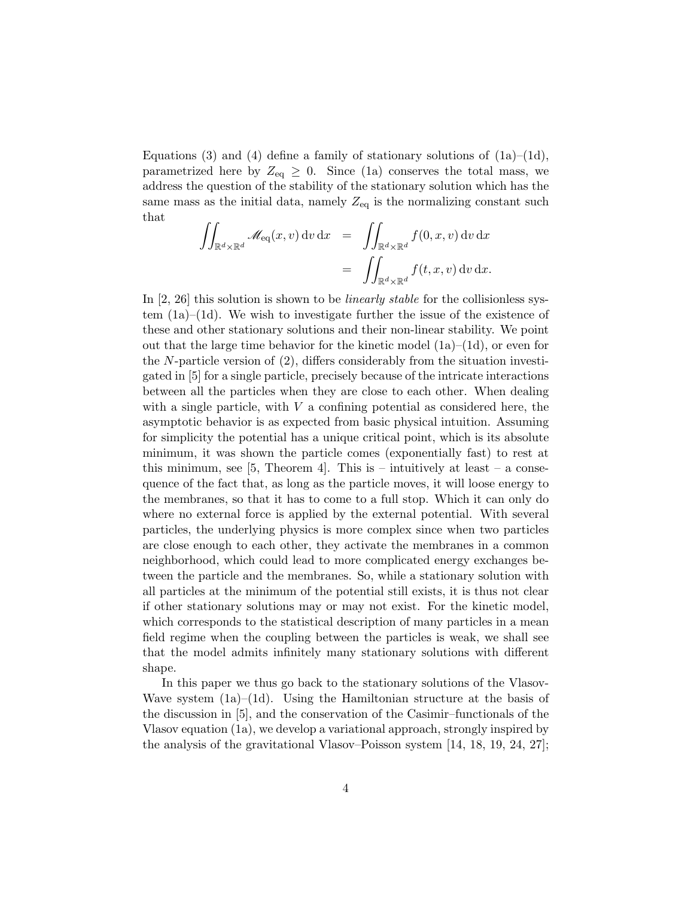Equations (3) and (4) define a family of stationary solutions of (1a)–(1d), parametrized here by $Z_{\mathrm{eq}} \geq 0$. Since (1a) conserves the total mass, we address the question of the stability of the stationary solution which has the same mass as the initial data, namely $Z_{\mathrm{eq}}$ is the normalizing constant such that

$$\begin{aligned} \iint_{\mathbb{R}^d \times \mathbb{R}^d} \mathscr{M}_{\mathrm{eq}}(x,v)\,\mathrm{d}v\,\mathrm{d}x &= \iint_{\mathbb{R}^d \times \mathbb{R}^d} f(0,x,v)\,\mathrm{d}v\,\mathrm{d}x \\ &= \iint_{\mathbb{R}^d \times \mathbb{R}^d} f(t,x,v)\,\mathrm{d}v\,\mathrm{d}x. \end{aligned}$$

In [2, 26] this solution is shown to be *linearly stable* for the collisionless system (1a)–(1d). We wish to investigate further the issue of the existence of these and other stationary solutions and their non-linear stability. We point out that the large time behavior for the kinetic model (1a)–(1d), or even for the $N$-particle version of (2), differs considerably from the situation investigated in [5] for a single particle, precisely because of the intricate interactions between all the particles when they are close to each other. When dealing with a single particle, with $V$ a confining potential as considered here, the asymptotic behavior is as expected from basic physical intuition. Assuming for simplicity the potential has a unique critical point, which is its absolute minimum, it was shown the particle comes (exponentially fast) to rest at this minimum, see [5, Theorem 4]. This is – intuitively at least – a consequence of the fact that, as long as the particle moves, it will loose energy to the membranes, so that it has to come to a full stop. Which it can only do where no external force is applied by the external potential. With several particles, the underlying physics is more complex since when two particles are close enough to each other, they activate the membranes in a common neighborhood, which could lead to more complicated energy exchanges between the particle and the membranes. So, while a stationary solution with all particles at the minimum of the potential still exists, it is thus not clear if other stationary solutions may or may not exist. For the kinetic model, which corresponds to the statistical description of many particles in a mean field regime when the coupling between the particles is weak, we shall see that the model admits infinitely many stationary solutions with different shape.

In this paper we thus go back to the stationary solutions of the Vlasov-Wave system (1a)–(1d). Using the Hamiltonian structure at the basis of the discussion in [5], and the conservation of the Casimir–functionals of the Vlasov equation (1a), we develop a variational approach, strongly inspired by the analysis of the gravitational Vlasov–Poisson system [14, 18, 19, 24, 27];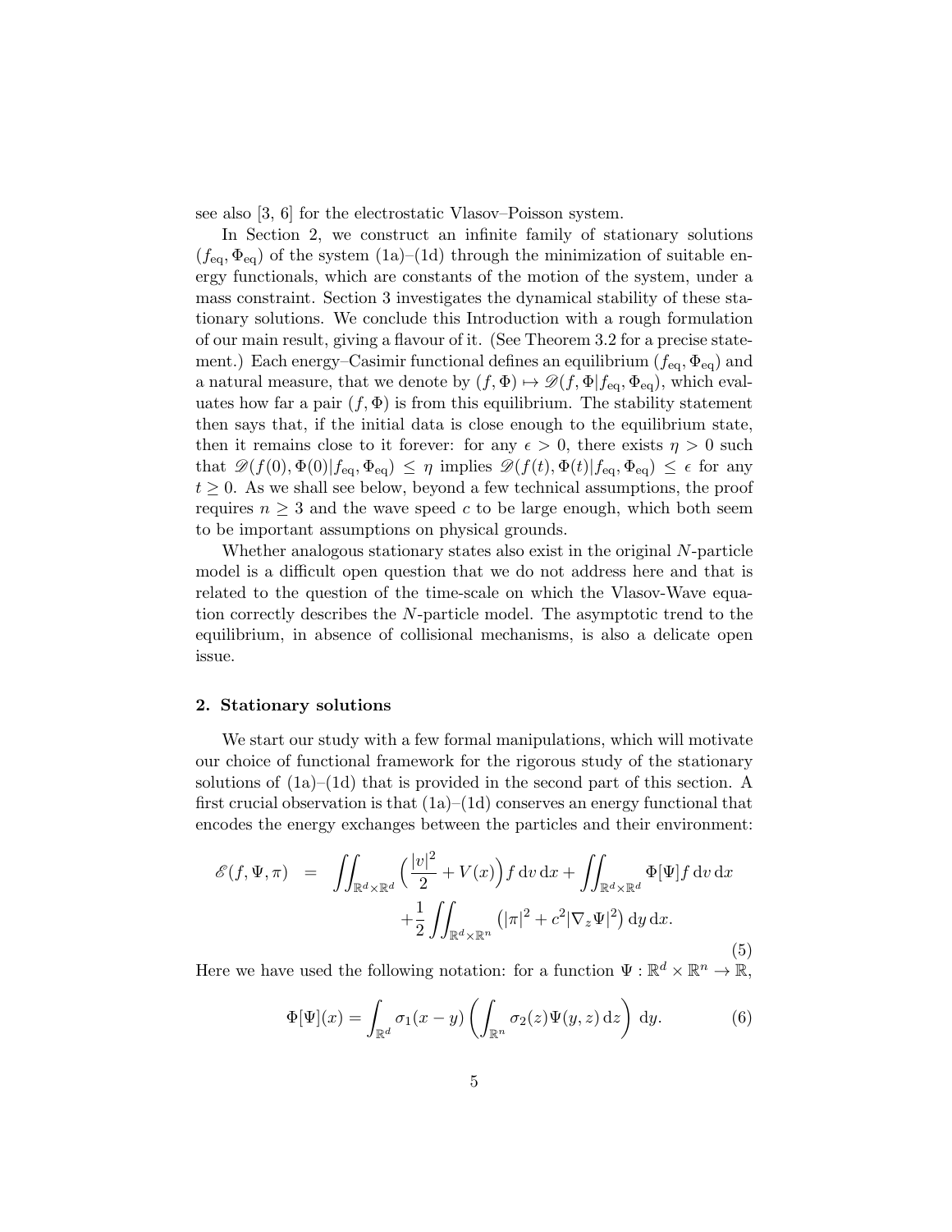see also [3, 6] for the electrostatic Vlasov–Poisson system.

In Section 2, we construct an infinite family of stationary solutions $(f_{\rm eq}, \Phi_{\rm eq})$ of the system (1a)–(1d) through the minimization of suitable energy functionals, which are constants of the motion of the system, under a mass constraint. Section 3 investigates the dynamical stability of these stationary solutions. We conclude this Introduction with a rough formulation of our main result, giving a flavour of it. (See Theorem 3.2 for a precise statement.) Each energy–Casimir functional defines an equilibrium $(f_{\rm eq}, \Phi_{\rm eq})$ and a natural measure, that we denote by $(f, \Phi) \mapsto \mathscr{D}(f, \Phi | f_{\rm eq}, \Phi_{\rm eq})$, which evaluates how far a pair $(f, \Phi)$ is from this equilibrium. The stability statement then says that, if the initial data is close enough to the equilibrium state, then it remains close to it forever: for any $\epsilon > 0$, there exists $\eta > 0$ such that $\mathscr{D}(f(0), \Phi(0) | f_{\rm eq}, \Phi_{\rm eq}) \leq \eta$ implies $\mathscr{D}(f(t), \Phi(t) | f_{\rm eq}, \Phi_{\rm eq}) \leq \epsilon$ for any $t \geq 0$. As we shall see below, beyond a few technical assumptions, the proof requires $n \geq 3$ and the wave speed $c$ to be large enough, which both seem to be important assumptions on physical grounds.

Whether analogous stationary states also exist in the original $N$-particle model is a difficult open question that we do not address here and that is related to the question of the time-scale on which the Vlasov-Wave equation correctly describes the $N$-particle model. The asymptotic trend to the equilibrium, in absence of collisional mechanisms, is also a delicate open issue.

## 2. Stationary solutions

We start our study with a few formal manipulations, which will motivate our choice of functional framework for the rigorous study of the stationary solutions of (1a)–(1d) that is provided in the second part of this section. A first crucial observation is that (1a)–(1d) conserves an energy functional that encodes the energy exchanges between the particles and their environment:

$$
\begin{aligned}
\mathscr{E}(f, \Psi, \pi) \quad = \quad & \iint_{\mathbb{R}^d \times \mathbb{R}^d} \Big( \frac{|v|^2}{2} + V(x) \Big) f \, \mathrm{d}v \, \mathrm{d}x + \iint_{\mathbb{R}^d \times \mathbb{R}^d} \Phi[\Psi] f \, \mathrm{d}v \, \mathrm{d}x \\
& + \frac{1}{2} \iint_{\mathbb{R}^d \times \mathbb{R}^n} \big( |\pi|^2 + c^2 |\nabla_z \Psi|^2 \big) \, \mathrm{d}y \, \mathrm{d}x.
\end{aligned}
\tag{5}
$$

Here we have used the following notation: for a function $\Psi : \mathbb{R}^d \times \mathbb{R}^n \to \mathbb{R}$,

$$
\Phi[\Psi](x) = \int_{\mathbb{R}^d} \sigma_1(x - y) \left( \int_{\mathbb{R}^n} \sigma_2(z) \Psi(y, z) \, \mathrm{d}z \right) \, \mathrm{d}y. \tag{6}
$$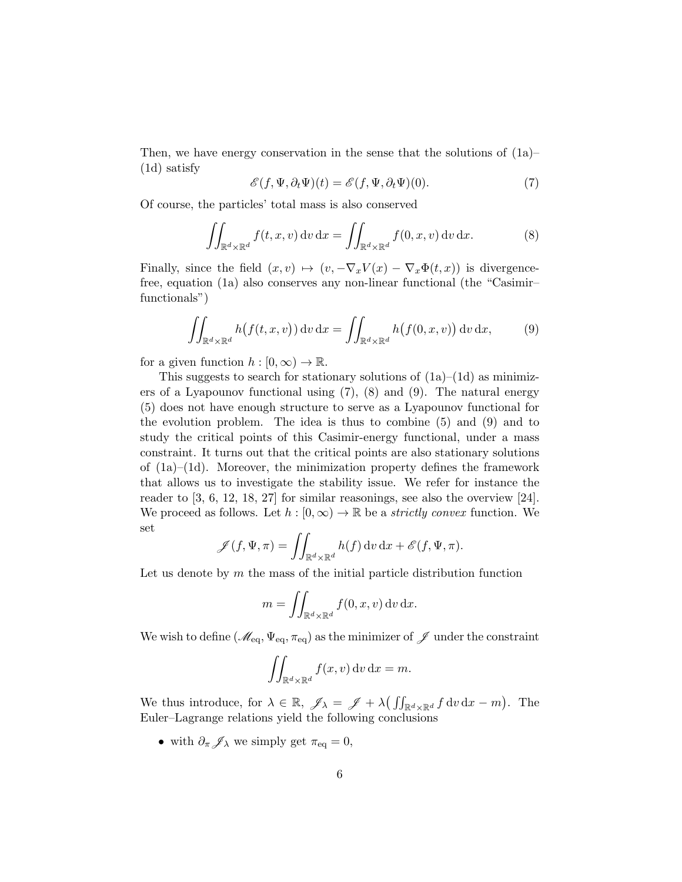Then, we have energy conservation in the sense that the solutions of (1a)–(1d) satisfy

$$\mathscr{E}(f, \Psi, \partial_t \Psi)(t) = \mathscr{E}(f, \Psi, \partial_t \Psi)(0). \tag{7}$$

Of course, the particles' total mass is also conserved

$$\iint_{\mathbb{R}^d \times \mathbb{R}^d} f(t, x, v) \,\mathrm{d}v \,\mathrm{d}x = \iint_{\mathbb{R}^d \times \mathbb{R}^d} f(0, x, v) \,\mathrm{d}v \,\mathrm{d}x. \tag{8}$$

Finally, since the field $(x, v) \mapsto (v, -\nabla_x V(x) - \nabla_x \Phi(t, x))$ is divergence-free, equation (1a) also conserves any non-linear functional (the "Casimir–functionals")

$$\iint_{\mathbb{R}^d \times \mathbb{R}^d} h\big(f(t, x, v)\big) \,\mathrm{d}v \,\mathrm{d}x = \iint_{\mathbb{R}^d \times \mathbb{R}^d} h\big(f(0, x, v)\big) \,\mathrm{d}v \,\mathrm{d}x, \tag{9}$$

for a given function $h : [0, \infty) \to \mathbb{R}$.

This suggests to search for stationary solutions of (1a)–(1d) as minimizers of a Lyapounov functional using (7), (8) and (9). The natural energy (5) does not have enough structure to serve as a Lyapounov functional for the evolution problem. The idea is thus to combine (5) and (9) and to study the critical points of this Casimir-energy functional, under a mass constraint. It turns out that the critical points are also stationary solutions of (1a)–(1d). Moreover, the minimization property defines the framework that allows us to investigate the stability issue. We refer for instance the reader to [3, 6, 12, 18, 27] for similar reasonings, see also the overview [24]. We proceed as follows. Let $h : [0, \infty) \to \mathbb{R}$ be a *strictly convex* function. We set

$$\mathscr{J}(f, \Psi, \pi) = \iint_{\mathbb{R}^d \times \mathbb{R}^d} h(f) \,\mathrm{d}v \,\mathrm{d}x + \mathscr{E}(f, \Psi, \pi).$$

Let us denote by $m$ the mass of the initial particle distribution function

$$m = \iint_{\mathbb{R}^d \times \mathbb{R}^d} f(0, x, v) \,\mathrm{d}v \,\mathrm{d}x.$$

We wish to define $(\mathscr{M}_{\mathrm{eq}}, \Psi_{\mathrm{eq}}, \pi_{\mathrm{eq}})$ as the minimizer of $\mathscr{J}$ under the constraint

$$\iint_{\mathbb{R}^d \times \mathbb{R}^d} f(x, v) \,\mathrm{d}v \,\mathrm{d}x = m.$$

We thus introduce, for $\lambda \in \mathbb{R}$, $\mathscr{J}_\lambda = \mathscr{J} + \lambda\big(\iint_{\mathbb{R}^d \times \mathbb{R}^d} f \,\mathrm{d}v \,\mathrm{d}x - m\big)$. The Euler–Lagrange relations yield the following conclusions

- with $\partial_\pi \mathscr{J}_\lambda$ we simply get $\pi_{\mathrm{eq}} = 0$,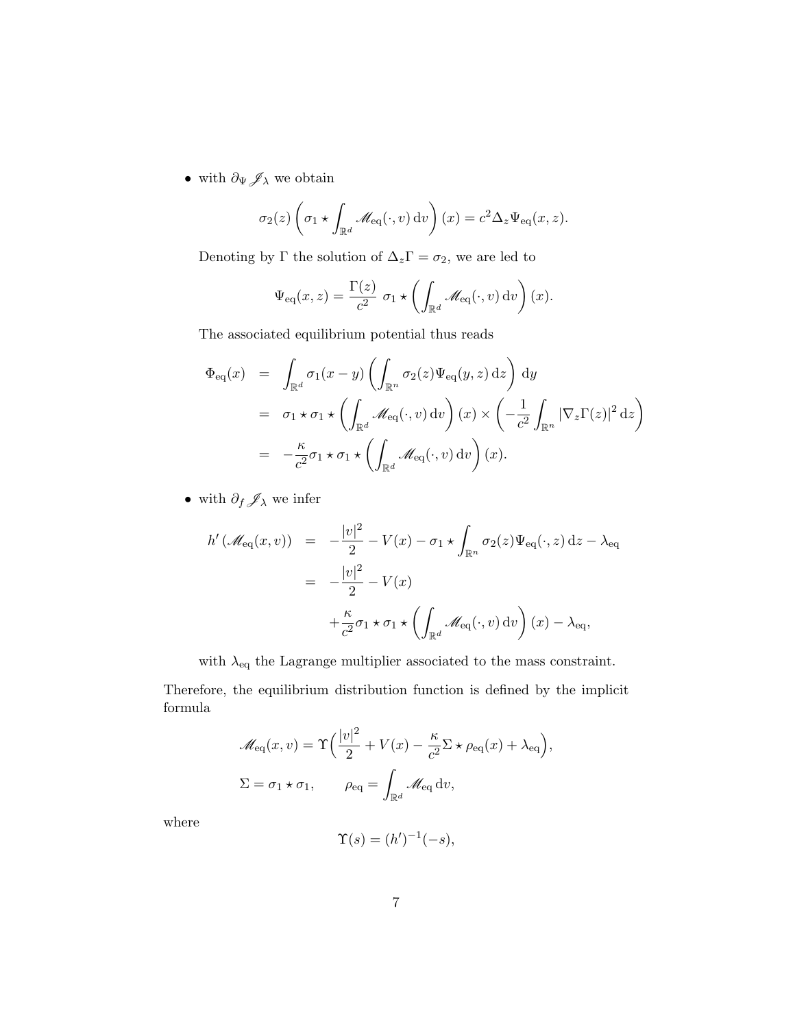- with $\partial_\Psi \mathscr{J}_\lambda$ we obtain

$$\sigma_2(z)\left(\sigma_1 \star \int_{\mathbb{R}^d} \mathscr{M}_{\rm eq}(\cdot, v)\,{\rm d}v\right)(x) = c^2 \Delta_z \Psi_{\rm eq}(x,z).$$

  Denoting by $\Gamma$ the solution of $\Delta_z \Gamma = \sigma_2$, we are led to

$$\Psi_{\rm eq}(x,z) = \frac{\Gamma(z)}{c^2}\ \sigma_1 \star \left(\int_{\mathbb{R}^d} \mathscr{M}_{\rm eq}(\cdot, v)\,{\rm d}v\right)(x).$$

  The associated equilibrium potential thus reads

$$\begin{aligned}
\Phi_{\rm eq}(x) &= \int_{\mathbb{R}^d} \sigma_1(x-y)\left(\int_{\mathbb{R}^n} \sigma_2(z)\Psi_{\rm eq}(y,z)\,{\rm d}z\right)\,{\rm d}y \\
&= \sigma_1 \star \sigma_1 \star \left(\int_{\mathbb{R}^d} \mathscr{M}_{\rm eq}(\cdot, v)\,{\rm d}v\right)(x) \times \left(-\frac{1}{c^2}\int_{\mathbb{R}^n} |\nabla_z \Gamma(z)|^2\,{\rm d}z\right) \\
&= -\frac{\kappa}{c^2}\sigma_1 \star \sigma_1 \star \left(\int_{\mathbb{R}^d} \mathscr{M}_{\rm eq}(\cdot, v)\,{\rm d}v\right)(x).
\end{aligned}$$

- with $\partial_f \mathscr{J}_\lambda$ we infer

$$\begin{aligned}
h'\left(\mathscr{M}_{\rm eq}(x,v)\right) &= -\frac{|v|^2}{2} - V(x) - \sigma_1 \star \int_{\mathbb{R}^n} \sigma_2(z)\Psi_{\rm eq}(\cdot, z)\,{\rm d}z - \lambda_{\rm eq} \\
&= -\frac{|v|^2}{2} - V(x) \\
&\quad + \frac{\kappa}{c^2}\sigma_1 \star \sigma_1 \star \left(\int_{\mathbb{R}^d} \mathscr{M}_{\rm eq}(\cdot, v)\,{\rm d}v\right)(x) - \lambda_{\rm eq},
\end{aligned}$$

  with $\lambda_{\rm eq}$ the Lagrange multiplier associated to the mass constraint.

Therefore, the equilibrium distribution function is defined by the implicit formula

$$\begin{aligned}
&\mathscr{M}_{\rm eq}(x,v) = \Upsilon\Big(\frac{|v|^2}{2} + V(x) - \frac{\kappa}{c^2}\Sigma \star \rho_{\rm eq}(x) + \lambda_{\rm eq}\Big), \\
&\Sigma = \sigma_1 \star \sigma_1, \qquad \rho_{\rm eq} = \int_{\mathbb{R}^d} \mathscr{M}_{\rm eq}\,{\rm d}v,
\end{aligned}$$

where

$$\Upsilon(s) = (h')^{-1}(-s),$$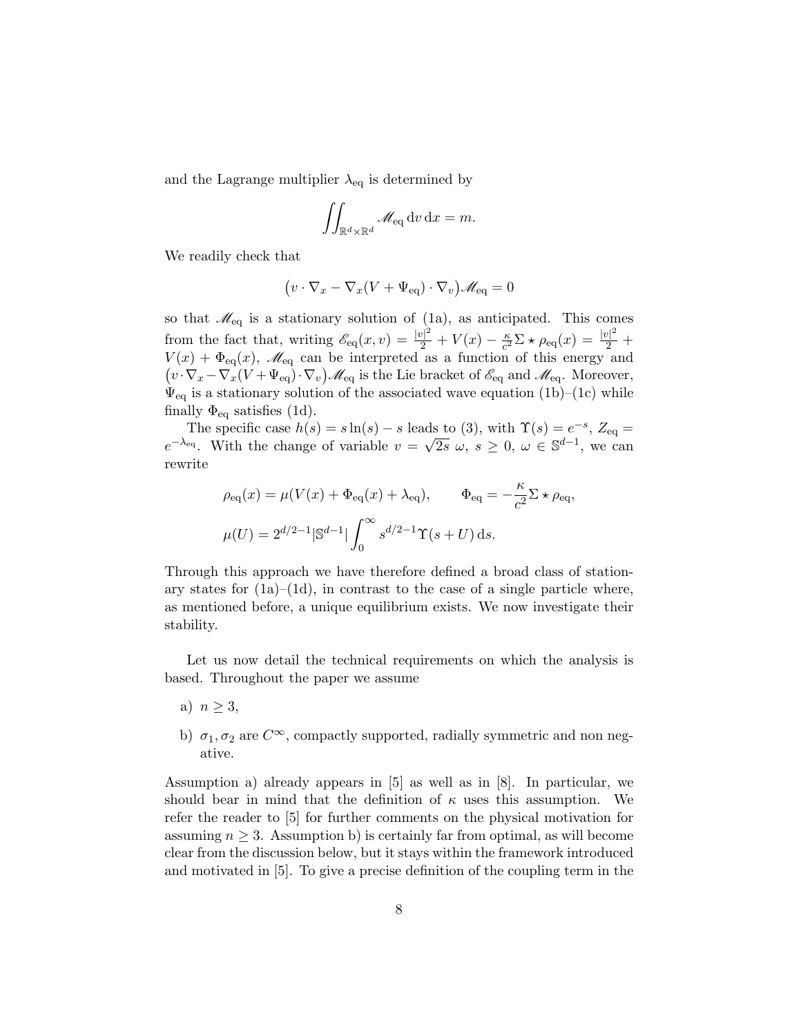and the Lagrange multiplier $\lambda_{\mathrm{eq}}$ is determined by

$$\iint_{\mathbb{R}^d\times\mathbb{R}^d} \mathscr{M}_{\mathrm{eq}}\,\mathrm{d}v\,\mathrm{d}x = m.$$

We readily check that

$$\big(v\cdot\nabla_x - \nabla_x(V+\Psi_{\mathrm{eq}})\cdot\nabla_v\big)\mathscr{M}_{\mathrm{eq}} = 0$$

so that $\mathscr{M}_{\mathrm{eq}}$ is a stationary solution of (1a), as anticipated. This comes from the fact that, writing $\mathscr{E}_{\mathrm{eq}}(x,v) = \frac{|v|^2}{2} + V(x) - \frac{\kappa}{c^2}\Sigma\star\rho_{\mathrm{eq}}(x) = \frac{|v|^2}{2} + V(x) + \Phi_{\mathrm{eq}}(x)$, $\mathscr{M}_{\mathrm{eq}}$ can be interpreted as a function of this energy and $\big(v\cdot\nabla_x - \nabla_x(V+\Psi_{\mathrm{eq}})\cdot\nabla_v\big)\mathscr{M}_{\mathrm{eq}}$ is the Lie bracket of $\mathscr{E}_{\mathrm{eq}}$ and $\mathscr{M}_{\mathrm{eq}}$. Moreover, $\Psi_{\mathrm{eq}}$ is a stationary solution of the associated wave equation (1b)–(1c) while finally $\Phi_{\mathrm{eq}}$ satisfies (1d).

The specific case $h(s) = s\ln(s) - s$ leads to (3), with $\Upsilon(s) = e^{-s}$, $Z_{\mathrm{eq}} = e^{-\lambda_{\mathrm{eq}}}$. With the change of variable $v = \sqrt{2s}\ \omega$, $s \geq 0$, $\omega \in \mathbb{S}^{d-1}$, we can rewrite

$$\rho_{\mathrm{eq}}(x) = \mu(V(x) + \Phi_{\mathrm{eq}}(x) + \lambda_{\mathrm{eq}}), \qquad \Phi_{\mathrm{eq}} = -\frac{\kappa}{c^2}\Sigma\star\rho_{\mathrm{eq}},$$

$$\mu(U) = 2^{d/2-1}|\mathbb{S}^{d-1}|\int_0^\infty s^{d/2-1}\Upsilon(s+U)\,\mathrm{d}s.$$

Through this approach we have therefore defined a broad class of stationary states for (1a)–(1d), in contrast to the case of a single particle where, as mentioned before, a unique equilibrium exists. We now investigate their stability.

Let us now detail the technical requirements on which the analysis is based. Throughout the paper we assume

a) $n \geq 3$,

b) $\sigma_1, \sigma_2$ are $C^\infty$, compactly supported, radially symmetric and non negative.

Assumption a) already appears in [5] as well as in [8]. In particular, we should bear in mind that the definition of $\kappa$ uses this assumption. We refer the reader to [5] for further comments on the physical motivation for assuming $n \geq 3$. Assumption b) is certainly far from optimal, as will become clear from the discussion below, but it stays within the framework introduced and motivated in [5]. To give a precise definition of the coupling term in the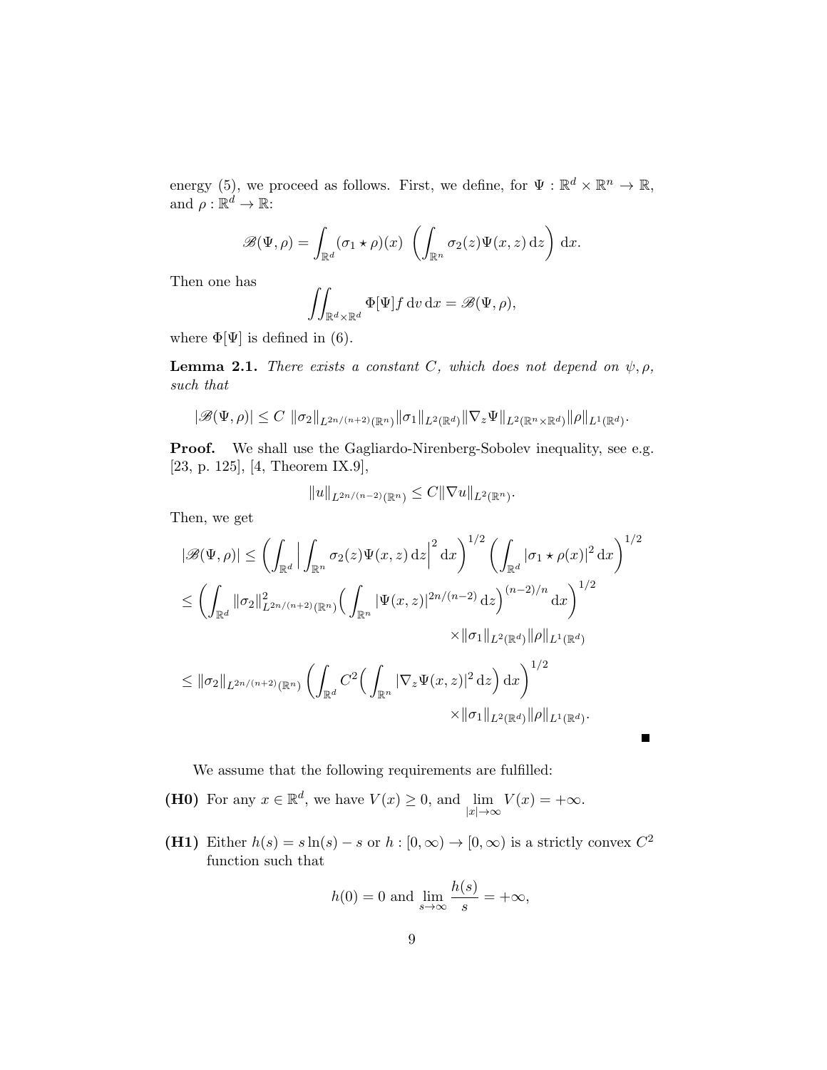energy (5), we proceed as follows. First, we define, for $\Psi : \mathbb{R}^d \times \mathbb{R}^n \to \mathbb{R}$, and $\rho : \mathbb{R}^d \to \mathbb{R}$:

$$\mathscr{B}(\Psi, \rho) = \int_{\mathbb{R}^d} (\sigma_1 \star \rho)(x) \ \left( \int_{\mathbb{R}^n} \sigma_2(z) \Psi(x, z) \, \mathrm{d}z \right) \, \mathrm{d}x.$$

Then one has

$$\iint_{\mathbb{R}^d \times \mathbb{R}^d} \Phi[\Psi] f \, \mathrm{d}v \, \mathrm{d}x = \mathscr{B}(\Psi, \rho),$$

where $\Phi[\Psi]$ is defined in (6).

**Lemma 2.1.** *There exists a constant $C$, which does not depend on $\psi, \rho$, such that*

$$|\mathscr{B}(\Psi, \rho)| \leq C \ \|\sigma_2\|_{L^{2n/(n+2)}(\mathbb{R}^n)} \|\sigma_1\|_{L^2(\mathbb{R}^d)} \|\nabla_z \Psi\|_{L^2(\mathbb{R}^n \times \mathbb{R}^d)} \|\rho\|_{L^1(\mathbb{R}^d)}.$$

**Proof.** We shall use the Gagliardo-Nirenberg-Sobolev inequality, see e.g. [23, p. 125], [4, Theorem IX.9],

$$\|u\|_{L^{2n/(n-2)}(\mathbb{R}^n)} \leq C \|\nabla u\|_{L^2(\mathbb{R}^n)}.$$

Then, we get

$$\begin{aligned}
|\mathscr{B}(\Psi, \rho)| &\leq \left( \int_{\mathbb{R}^d} \Big| \int_{\mathbb{R}^n} \sigma_2(z) \Psi(x, z) \, \mathrm{d}z \Big|^2 \, \mathrm{d}x \right)^{1/2} \left( \int_{\mathbb{R}^d} |\sigma_1 \star \rho(x)|^2 \, \mathrm{d}x \right)^{1/2} \\
&\leq \left( \int_{\mathbb{R}^d} \|\sigma_2\|^2_{L^{2n/(n+2)}(\mathbb{R}^n)} \Big( \int_{\mathbb{R}^n} |\Psi(x, z)|^{2n/(n-2)} \, \mathrm{d}z \Big)^{(n-2)/n} \, \mathrm{d}x \right)^{1/2} \\
&\qquad \times \|\sigma_1\|_{L^2(\mathbb{R}^d)} \|\rho\|_{L^1(\mathbb{R}^d)} \\
&\leq \|\sigma_2\|_{L^{2n/(n+2)}(\mathbb{R}^n)} \left( \int_{\mathbb{R}^d} C^2 \Big( \int_{\mathbb{R}^n} |\nabla_z \Psi(x, z)|^2 \, \mathrm{d}z \Big) \, \mathrm{d}x \right)^{1/2} \\
&\qquad \times \|\sigma_1\|_{L^2(\mathbb{R}^d)} \|\rho\|_{L^1(\mathbb{R}^d)}.
\end{aligned}$$

■

We assume that the following requirements are fulfilled:

**(H0)** For any $x \in \mathbb{R}^d$, we have $V(x) \geq 0$, and $\lim_{|x| \to \infty} V(x) = +\infty$.

**(H1)** Either $h(s) = s \ln(s) - s$ or $h : [0, \infty) \to [0, \infty)$ is a strictly convex $C^2$ function such that

$$h(0) = 0 \text{ and } \lim_{s \to \infty} \frac{h(s)}{s} = +\infty,$$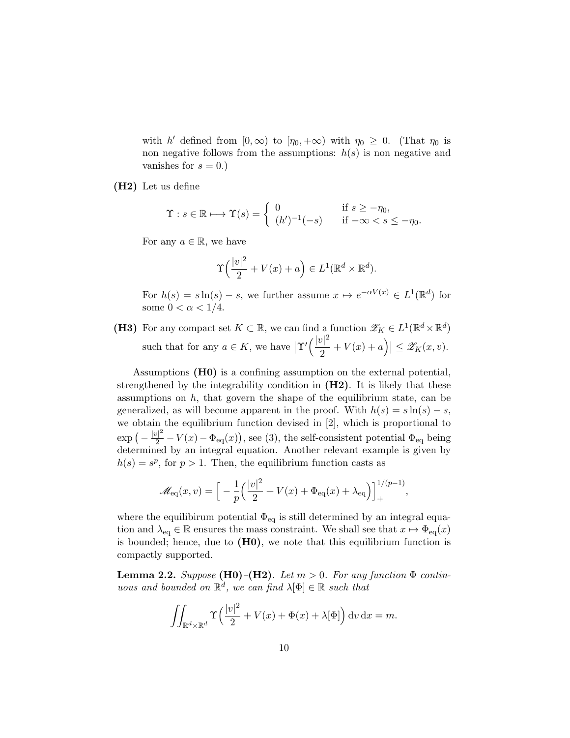with $h'$ defined from $[0, \infty)$ to $[\eta_0, +\infty)$ with $\eta_0 \geq 0$. (That $\eta_0$ is non negative follows from the assumptions: $h(s)$ is non negative and vanishes for $s = 0$.)

**(H2)** Let us define

$$\Upsilon : s \in \mathbb{R} \longmapsto \Upsilon(s) = \begin{cases} 0 & \text{if } s \geq -\eta_0, \\ (h')^{-1}(-s) & \text{if } -\infty < s \leq -\eta_0. \end{cases}$$

For any $a \in \mathbb{R}$, we have

$$\Upsilon\Big(\frac{|v|^2}{2} + V(x) + a\Big) \in L^1(\mathbb{R}^d \times \mathbb{R}^d).$$

For $h(s) = s\ln(s) - s$, we further assume $x \mapsto e^{-\alpha V(x)} \in L^1(\mathbb{R}^d)$ for some $0 < \alpha < 1/4$.

**(H3)** For any compact set $K \subset \mathbb{R}$, we can find a function $\mathscr{Z}_K \in L^1(\mathbb{R}^d \times \mathbb{R}^d)$ such that for any $a \in K$, we have $\big|\Upsilon'\Big(\frac{|v|^2}{2} + V(x) + a\Big)\big| \leq \mathscr{Z}_K(x, v)$.

Assumptions **(H0)** is a confining assumption on the external potential, strengthened by the integrability condition in **(H2)**. It is likely that these assumptions on $h$, that govern the shape of the equilibrium state, can be generalized, as will become apparent in the proof. With $h(s) = s\ln(s) - s$, we obtain the equilibrium function devised in [2], which is proportional to $\exp\big(-\frac{|v|^2}{2} - V(x) - \Phi_{\text{eq}}(x)\big)$, see (3), the self-consistent potential $\Phi_{\text{eq}}$ being determined by an integral equation. Another relevant example is given by $h(s) = s^p$, for $p > 1$. Then, the equilibrium function casts as

$$\mathscr{M}_{\text{eq}}(x, v) = \Big[-\frac{1}{p}\Big(\frac{|v|^2}{2} + V(x) + \Phi_{\text{eq}}(x) + \lambda_{\text{eq}}\Big)\Big]_+^{1/(p-1)},$$

where the equilibirum potential $\Phi_{\text{eq}}$ is still determined by an integral equation and $\lambda_{\text{eq}} \in \mathbb{R}$ ensures the mass constraint. We shall see that $x \mapsto \Phi_{\text{eq}}(x)$ is bounded; hence, due to **(H0)**, we note that this equilibrium function is compactly supported.

**Lemma 2.2.** *Suppose* **(H0)**–**(H2)**. *Let $m > 0$. For any function $\Phi$ continuous and bounded on $\mathbb{R}^d$, we can find $\lambda[\Phi] \in \mathbb{R}$ such that*

$$\iint_{\mathbb{R}^d \times \mathbb{R}^d} \Upsilon\Big(\frac{|v|^2}{2} + V(x) + \Phi(x) + \lambda[\Phi]\Big)\,\mathrm{d}v\,\mathrm{d}x = m.$$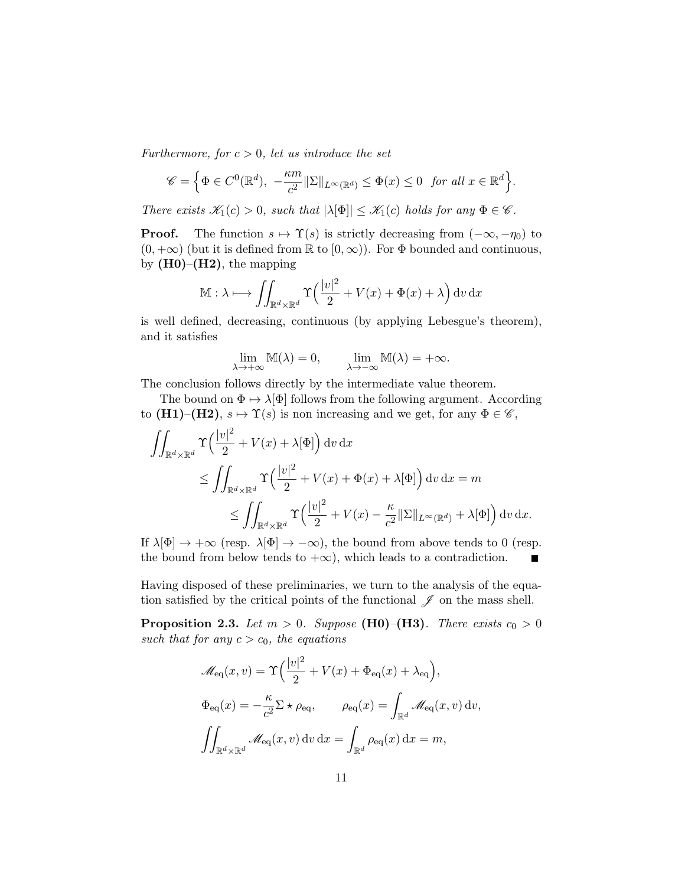*Furthermore, for $c > 0$, let us introduce the set*

$$\mathscr{C} = \Big\{ \Phi \in C^0(\mathbb{R}^d),\ -\frac{\kappa m}{c^2}\|\Sigma\|_{L^\infty(\mathbb{R}^d)} \leq \Phi(x) \leq 0 \ \text{ for all } x \in \mathbb{R}^d \Big\}.$$

*There exists $\mathscr{K}_1(c) > 0$, such that $|\lambda[\Phi]| \leq \mathscr{K}_1(c)$ holds for any $\Phi \in \mathscr{C}$.*

**Proof.** The function $s \mapsto \Upsilon(s)$ is strictly decreasing from $(-\infty, -\eta_0)$ to $(0, +\infty)$ (but it is defined from $\mathbb{R}$ to $[0, \infty)$). For $\Phi$ bounded and continuous, by **(H0)**–**(H2)**, the mapping

$$\mathbb{M} : \lambda \longmapsto \iint_{\mathbb{R}^d \times \mathbb{R}^d} \Upsilon\Big(\frac{|v|^2}{2} + V(x) + \Phi(x) + \lambda\Big)\,\mathrm{d}v\,\mathrm{d}x$$

is well defined, decreasing, continuous (by applying Lebesgue's theorem), and it satisfies

$$\lim_{\lambda \to +\infty} \mathbb{M}(\lambda) = 0, \qquad \lim_{\lambda \to -\infty} \mathbb{M}(\lambda) = +\infty.$$

The conclusion follows directly by the intermediate value theorem.

The bound on $\Phi \mapsto \lambda[\Phi]$ follows from the following argument. According to **(H1)**–**(H2)**, $s \mapsto \Upsilon(s)$ is non increasing and we get, for any $\Phi \in \mathscr{C}$,

$$\begin{aligned}
\iint_{\mathbb{R}^d \times \mathbb{R}^d} & \Upsilon\Big(\frac{|v|^2}{2} + V(x) + \lambda[\Phi]\Big)\,\mathrm{d}v\,\mathrm{d}x \\
&\leq \iint_{\mathbb{R}^d \times \mathbb{R}^d} \Upsilon\Big(\frac{|v|^2}{2} + V(x) + \Phi(x) + \lambda[\Phi]\Big)\,\mathrm{d}v\,\mathrm{d}x = m \\
&\qquad \leq \iint_{\mathbb{R}^d \times \mathbb{R}^d} \Upsilon\Big(\frac{|v|^2}{2} + V(x) - \frac{\kappa}{c^2}\|\Sigma\|_{L^\infty(\mathbb{R}^d)} + \lambda[\Phi]\Big)\,\mathrm{d}v\,\mathrm{d}x.
\end{aligned}$$

If $\lambda[\Phi] \to +\infty$ (resp. $\lambda[\Phi] \to -\infty$), the bound from above tends to 0 (resp. the bound from below tends to $+\infty$), which leads to a contradiction. ∎

Having disposed of these preliminaries, we turn to the analysis of the equation satisfied by the critical points of the functional $\mathscr{J}$ on the mass shell.

**Proposition 2.3.** *Let $m > 0$. Suppose* **(H0)**–**(H3)**. *There exists $c_0 > 0$ such that for any $c > c_0$, the equations*

$$\mathscr{M}_{\text{eq}}(x, v) = \Upsilon\Big(\frac{|v|^2}{2} + V(x) + \Phi_{\text{eq}}(x) + \lambda_{\text{eq}}\Big),$$

$$\Phi_{\text{eq}}(x) = -\frac{\kappa}{c^2}\Sigma \star \rho_{\text{eq}}, \qquad \rho_{\text{eq}}(x) = \int_{\mathbb{R}^d} \mathscr{M}_{\text{eq}}(x, v)\,\mathrm{d}v,$$

$$\iint_{\mathbb{R}^d \times \mathbb{R}^d} \mathscr{M}_{\text{eq}}(x, v)\,\mathrm{d}v\,\mathrm{d}x = \int_{\mathbb{R}^d} \rho_{\text{eq}}(x)\,\mathrm{d}x = m,$$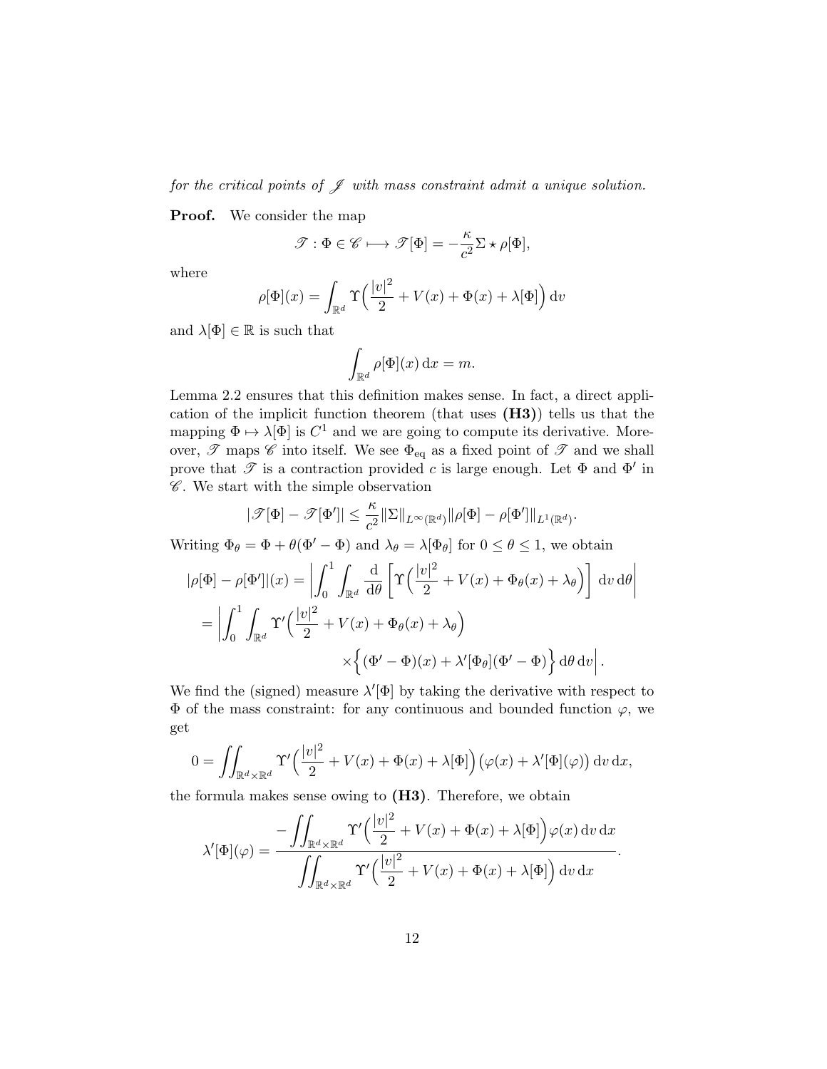*for the critical points of $\mathscr{J}$ with mass constraint admit a unique solution.*

**Proof.** We consider the map

$$\mathscr{T} : \Phi \in \mathscr{C} \longmapsto \mathscr{T}[\Phi] = -\frac{\kappa}{c^2}\Sigma \star \rho[\Phi],$$

where

$$\rho[\Phi](x) = \int_{\mathbb{R}^d} \Upsilon\Big(\frac{|v|^2}{2} + V(x) + \Phi(x) + \lambda[\Phi]\Big)\,\mathrm{d}v$$

and $\lambda[\Phi] \in \mathbb{R}$ is such that

$$\int_{\mathbb{R}^d} \rho[\Phi](x)\,\mathrm{d}x = m.$$

Lemma 2.2 ensures that this definition makes sense. In fact, a direct application of the implicit function theorem (that uses **(H3)**) tells us that the mapping $\Phi \mapsto \lambda[\Phi]$ is $C^1$ and we are going to compute its derivative. Moreover, $\mathscr{T}$ maps $\mathscr{C}$ into itself. We see $\Phi_{\rm eq}$ as a fixed point of $\mathscr{T}$ and we shall prove that $\mathscr{T}$ is a contraction provided $c$ is large enough. Let $\Phi$ and $\Phi'$ in $\mathscr{C}$. We start with the simple observation

$$|\mathscr{T}[\Phi] - \mathscr{T}[\Phi']| \le \frac{\kappa}{c^2}\|\Sigma\|_{L^\infty(\mathbb{R}^d)}\|\rho[\Phi] - \rho[\Phi']\|_{L^1(\mathbb{R}^d)}.$$

Writing $\Phi_\theta = \Phi + \theta(\Phi' - \Phi)$ and $\lambda_\theta = \lambda[\Phi_\theta]$ for $0 \le \theta \le 1$, we obtain

$$\begin{aligned}
|\rho[\Phi] - \rho[\Phi']|(x) &= \left|\int_0^1 \int_{\mathbb{R}^d} \frac{\mathrm{d}}{\mathrm{d}\theta}\left[\Upsilon\Big(\frac{|v|^2}{2} + V(x) + \Phi_\theta(x) + \lambda_\theta\Big)\right]\,\mathrm{d}v\,\mathrm{d}\theta\right| \\
&= \left|\int_0^1 \int_{\mathbb{R}^d} \Upsilon'\Big(\frac{|v|^2}{2} + V(x) + \Phi_\theta(x) + \lambda_\theta\Big)\right. \\
&\qquad\qquad \left.\times\Big\{(\Phi' - \Phi)(x) + \lambda'[\Phi_\theta](\Phi' - \Phi)\Big\}\,\mathrm{d}\theta\,\mathrm{d}v\right|.
\end{aligned}$$

We find the (signed) measure $\lambda'[\Phi]$ by taking the derivative with respect to $\Phi$ of the mass constraint: for any continuous and bounded function $\varphi$, we get

$$0 = \iint_{\mathbb{R}^d\times\mathbb{R}^d} \Upsilon'\Big(\frac{|v|^2}{2} + V(x) + \Phi(x) + \lambda[\Phi]\Big)\big(\varphi(x) + \lambda'[\Phi](\varphi)\big)\,\mathrm{d}v\,\mathrm{d}x,$$

the formula makes sense owing to **(H3)**. Therefore, we obtain

$$\lambda'[\Phi](\varphi) = \frac{-\displaystyle\iint_{\mathbb{R}^d\times\mathbb{R}^d} \Upsilon'\Big(\frac{|v|^2}{2} + V(x) + \Phi(x) + \lambda[\Phi]\Big)\varphi(x)\,\mathrm{d}v\,\mathrm{d}x}{\displaystyle\iint_{\mathbb{R}^d\times\mathbb{R}^d} \Upsilon'\Big(\frac{|v|^2}{2} + V(x) + \Phi(x) + \lambda[\Phi]\Big)\,\mathrm{d}v\,\mathrm{d}x}.$$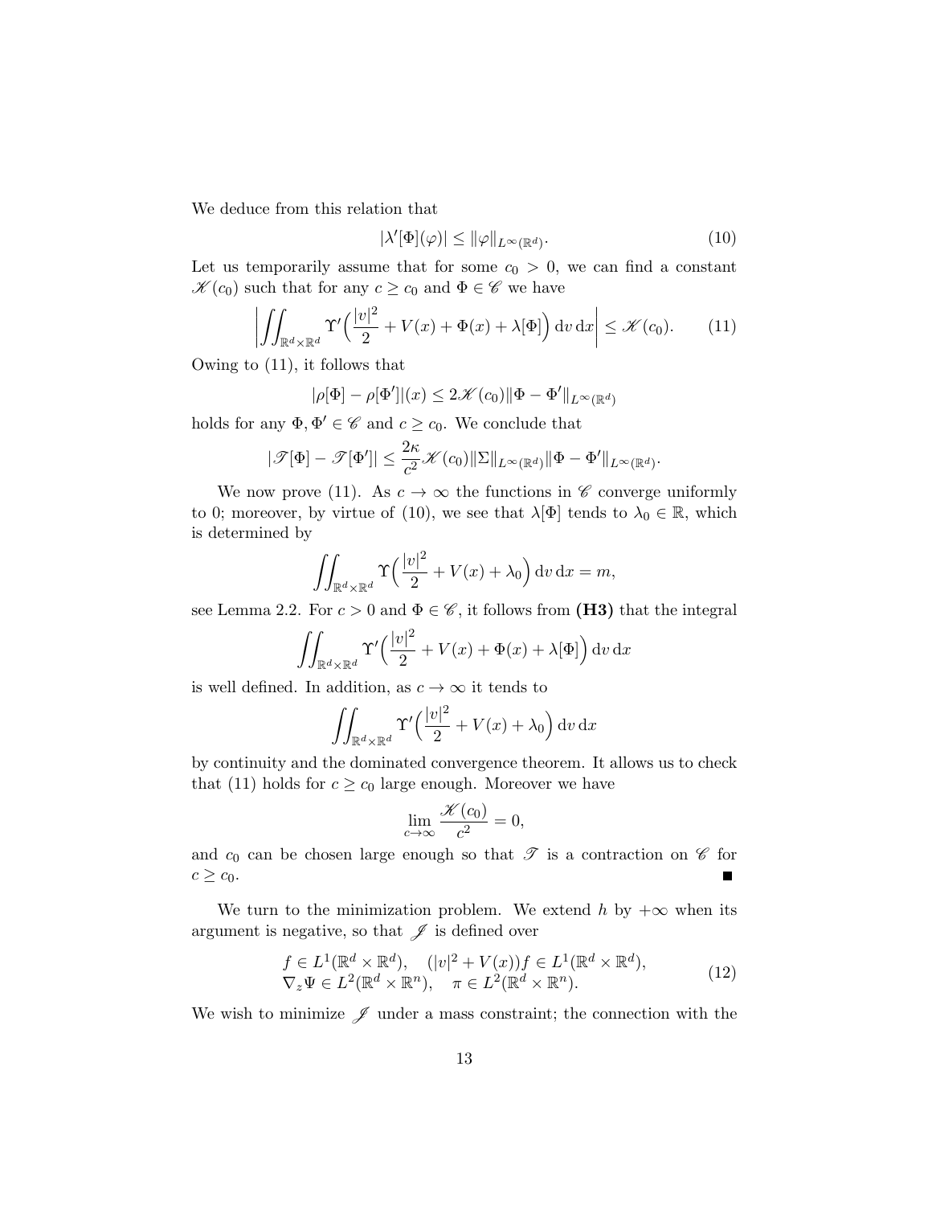We deduce from this relation that

$$|\lambda'[\Phi](\varphi)| \le \|\varphi\|_{L^\infty(\mathbb{R}^d)}. \tag{10}$$

Let us temporarily assume that for some $c_0 > 0$, we can find a constant $\mathscr{K}(c_0)$ such that for any $c \ge c_0$ and $\Phi \in \mathscr{C}$ we have

$$\left| \iint_{\mathbb{R}^d\times\mathbb{R}^d} \Upsilon'\Big(\frac{|v|^2}{2} + V(x) + \Phi(x) + \lambda[\Phi]\Big)\,\mathrm{d}v\,\mathrm{d}x \right| \le \mathscr{K}(c_0). \tag{11}$$

Owing to (11), it follows that

$$|\rho[\Phi] - \rho[\Phi']|(x) \le 2\mathscr{K}(c_0)\|\Phi - \Phi'\|_{L^\infty(\mathbb{R}^d)}$$

holds for any $\Phi, \Phi' \in \mathscr{C}$ and $c \ge c_0$. We conclude that

$$|\mathscr{T}[\Phi] - \mathscr{T}[\Phi']| \le \frac{2\kappa}{c^2}\mathscr{K}(c_0)\|\Sigma\|_{L^\infty(\mathbb{R}^d)}\|\Phi - \Phi'\|_{L^\infty(\mathbb{R}^d)}.$$

We now prove (11). As $c \to \infty$ the functions in $\mathscr{C}$ converge uniformly to 0; moreover, by virtue of (10), we see that $\lambda[\Phi]$ tends to $\lambda_0 \in \mathbb{R}$, which is determined by

$$\iint_{\mathbb{R}^d\times\mathbb{R}^d} \Upsilon\Big(\frac{|v|^2}{2} + V(x) + \lambda_0\Big)\,\mathrm{d}v\,\mathrm{d}x = m,$$

see Lemma 2.2. For $c > 0$ and $\Phi \in \mathscr{C}$, it follows from **(H3)** that the integral

$$\iint_{\mathbb{R}^d\times\mathbb{R}^d} \Upsilon'\Big(\frac{|v|^2}{2} + V(x) + \Phi(x) + \lambda[\Phi]\Big)\,\mathrm{d}v\,\mathrm{d}x$$

is well defined. In addition, as $c \to \infty$ it tends to

$$\iint_{\mathbb{R}^d\times\mathbb{R}^d} \Upsilon'\Big(\frac{|v|^2}{2} + V(x) + \lambda_0\Big)\,\mathrm{d}v\,\mathrm{d}x$$

by continuity and the dominated convergence theorem. It allows us to check that (11) holds for $c \ge c_0$ large enough. Moreover we have

$$\lim_{c\to\infty} \frac{\mathscr{K}(c_0)}{c^2} = 0,$$

and $c_0$ can be chosen large enough so that $\mathscr{T}$ is a contraction on $\mathscr{C}$ for $c \ge c_0$. ■

We turn to the minimization problem. We extend $h$ by $+\infty$ when its argument is negative, so that $\mathscr{J}$ is defined over

$$\begin{array}{ll} f \in L^1(\mathbb{R}^d\times\mathbb{R}^d), & (|v|^2 + V(x))f \in L^1(\mathbb{R}^d\times\mathbb{R}^d), \\ \nabla_z\Psi \in L^2(\mathbb{R}^d\times\mathbb{R}^n), & \pi \in L^2(\mathbb{R}^d\times\mathbb{R}^n). \end{array} \tag{12}$$

We wish to minimize $\mathscr{J}$ under a mass constraint; the connection with the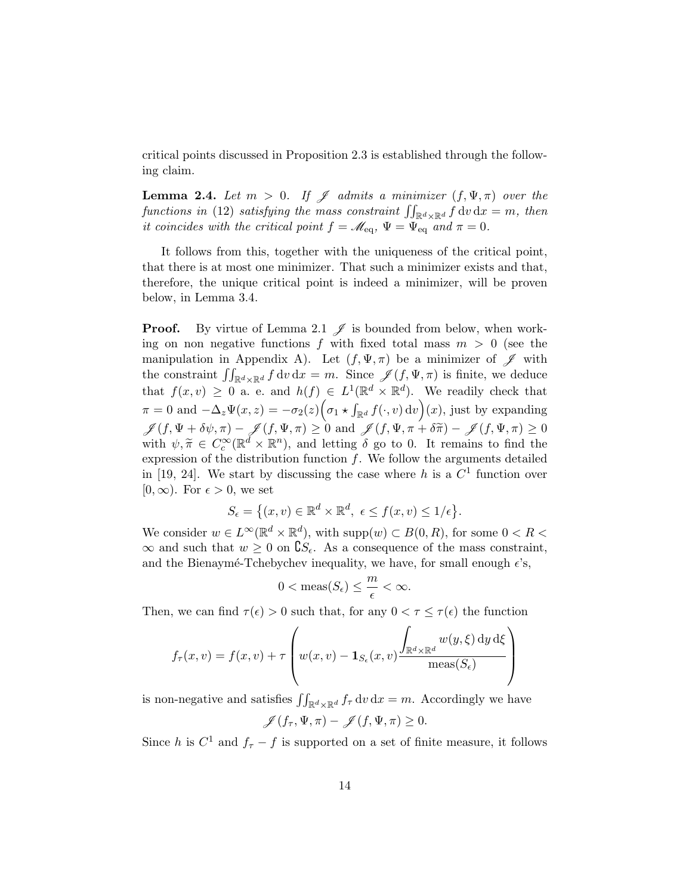critical points discussed in Proposition 2.3 is established through the following claim.

**Lemma 2.4.** *Let $m > 0$. If $\mathscr{J}$ admits a minimizer $(f, \Psi, \pi)$ over the functions in* (12) *satisfying the mass constraint $\iint_{\mathbb{R}^d\times\mathbb{R}^d} f \,\mathrm{d}v\,\mathrm{d}x = m$, then it coincides with the critical point $f = \mathscr{M}_{\mathrm{eq}}$, $\Psi = \Psi_{\mathrm{eq}}$ and $\pi = 0$.*

It follows from this, together with the uniqueness of the critical point, that there is at most one minimizer. That such a minimizer exists and that, therefore, the unique critical point is indeed a minimizer, will be proven below, in Lemma 3.4.

**Proof.** By virtue of Lemma 2.1 $\mathscr{J}$ is bounded from below, when working on non negative functions $f$ with fixed total mass $m > 0$ (see the manipulation in Appendix A). Let $(f, \Psi, \pi)$ be a minimizer of $\mathscr{J}$ with the constraint $\iint_{\mathbb{R}^d\times\mathbb{R}^d} f \,\mathrm{d}v\,\mathrm{d}x = m$. Since $\mathscr{J}(f, \Psi, \pi)$ is finite, we deduce that $f(x, v) \geq 0$ a. e. and $h(f) \in L^1(\mathbb{R}^d \times \mathbb{R}^d)$. We readily check that $\pi = 0$ and $-\Delta_z \Psi(x, z) = -\sigma_2(z)\Big(\sigma_1 \star \int_{\mathbb{R}^d} f(\cdot, v)\,\mathrm{d}v\Big)(x)$, just by expanding $\mathscr{J}(f, \Psi + \delta\psi, \pi) - \mathscr{J}(f, \Psi, \pi) \geq 0$ and $\mathscr{J}(f, \Psi, \pi + \delta\widetilde{\pi}) - \mathscr{J}(f, \Psi, \pi) \geq 0$ with $\psi, \widetilde{\pi} \in C_c^\infty(\mathbb{R}^d \times \mathbb{R}^n)$, and letting $\delta$ go to 0. It remains to find the expression of the distribution function $f$. We follow the arguments detailed in [19, 24]. We start by discussing the case where $h$ is a $C^1$ function over $[0, \infty)$. For $\epsilon > 0$, we set

$$S_\epsilon = \big\{(x, v) \in \mathbb{R}^d \times \mathbb{R}^d,\ \epsilon \leq f(x, v) \leq 1/\epsilon\big\}.$$

We consider $w \in L^\infty(\mathbb{R}^d \times \mathbb{R}^d)$, with $\mathrm{supp}(w) \subset B(0, R)$, for some $0 < R < \infty$ and such that $w \geq 0$ on $\complement S_\epsilon$. As a consequence of the mass constraint, and the Bienaymé-Tchebychev inequality, we have, for small enough $\epsilon$'s,

$$0 < \mathrm{meas}(S_\epsilon) \leq \frac{m}{\epsilon} < \infty.$$

Then, we can find $\tau(\epsilon) > 0$ such that, for any $0 < \tau \leq \tau(\epsilon)$ the function

$$f_\tau(x, v) = f(x, v) + \tau\left(w(x, v) - \mathbf{1}_{S_\epsilon}(x, v)\frac{\displaystyle\int_{\mathbb{R}^d\times\mathbb{R}^d} w(y, \xi)\,\mathrm{d}y\,\mathrm{d}\xi}{\mathrm{meas}(S_\epsilon)}\right)$$

is non-negative and satisfies $\iint_{\mathbb{R}^d\times\mathbb{R}^d} f_\tau \,\mathrm{d}v\,\mathrm{d}x = m$. Accordingly we have

$$\mathscr{J}(f_\tau, \Psi, \pi) - \mathscr{J}(f, \Psi, \pi) \geq 0.$$

Since $h$ is $C^1$ and $f_\tau - f$ is supported on a set of finite measure, it follows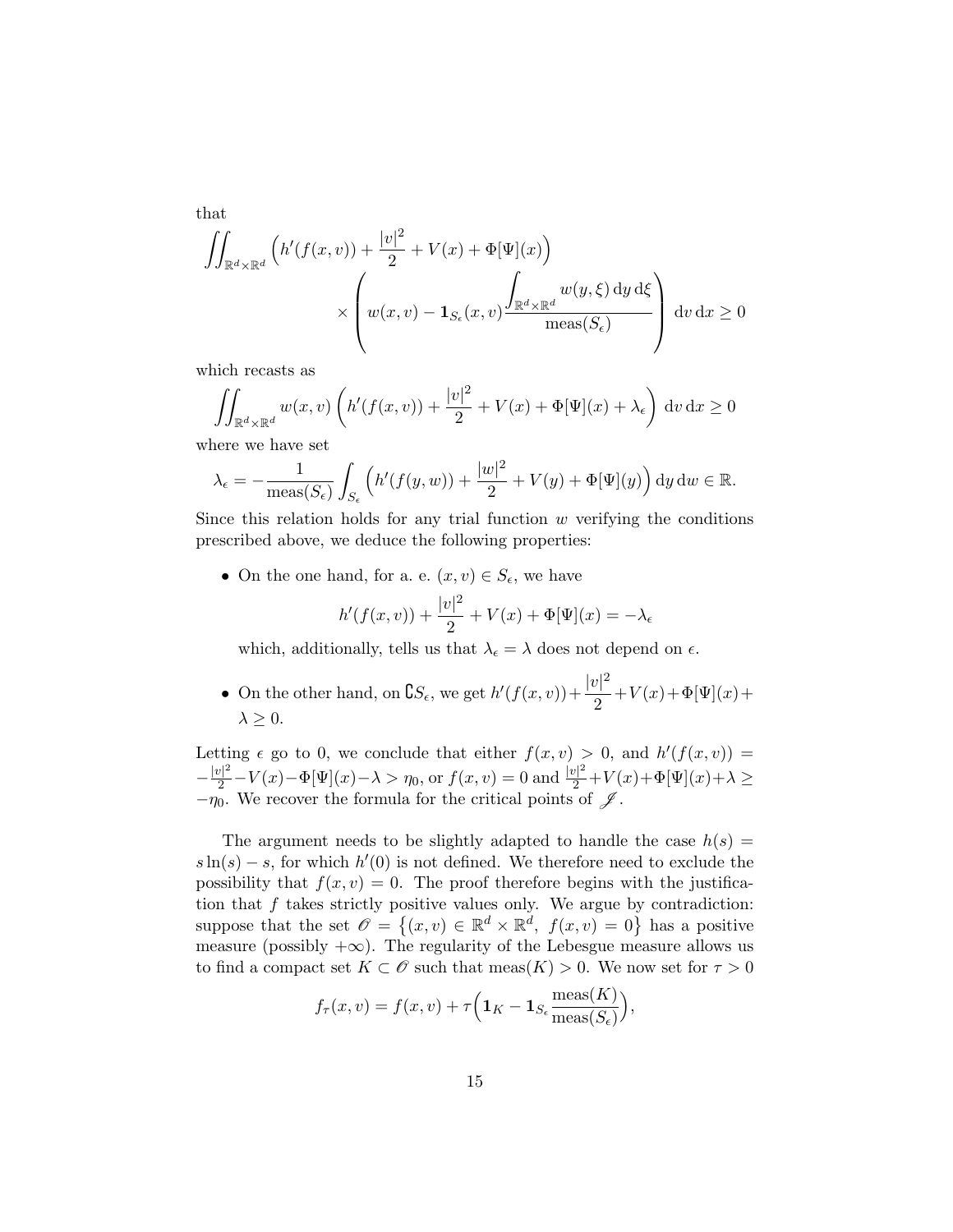that

$$\iint_{\mathbb{R}^d\times\mathbb{R}^d} \Big(h'(f(x,v)) + \frac{|v|^2}{2} + V(x) + \Phi[\Psi](x)\Big) \times \left( w(x,v) - \mathbf{1}_{S_\epsilon}(x,v) \frac{\displaystyle\int_{\mathbb{R}^d\times\mathbb{R}^d} w(y,\xi)\,\mathrm{d}y\,\mathrm{d}\xi}{\mathrm{meas}(S_\epsilon)} \right) \mathrm{d}v\,\mathrm{d}x \geq 0$$

which recasts as

$$\iint_{\mathbb{R}^d\times\mathbb{R}^d} w(x,v)\left(h'(f(x,v)) + \frac{|v|^2}{2} + V(x) + \Phi[\Psi](x) + \lambda_\epsilon\right) \mathrm{d}v\,\mathrm{d}x \geq 0$$

where we have set

$$\lambda_\epsilon = -\frac{1}{\mathrm{meas}(S_\epsilon)} \int_{S_\epsilon} \Big(h'(f(y,w)) + \frac{|w|^2}{2} + V(y) + \Phi[\Psi](y)\Big)\,\mathrm{d}y\,\mathrm{d}w \in \mathbb{R}.$$

Since this relation holds for any trial function $w$ verifying the conditions prescribed above, we deduce the following properties:

- On the one hand, for a. e. $(x,v) \in S_\epsilon$, we have

  $$h'(f(x,v)) + \frac{|v|^2}{2} + V(x) + \Phi[\Psi](x) = -\lambda_\epsilon$$

  which, additionally, tells us that $\lambda_\epsilon = \lambda$ does not depend on $\epsilon$.

- On the other hand, on $\complement S_\epsilon$, we get $h'(f(x,v)) + \dfrac{|v|^2}{2} + V(x) + \Phi[\Psi](x) + \lambda \geq 0$.

Letting $\epsilon$ go to 0, we conclude that either $f(x,v) > 0$, and $h'(f(x,v)) = -\frac{|v|^2}{2} - V(x) - \Phi[\Psi](x) - \lambda > \eta_0$, or $f(x,v) = 0$ and $\frac{|v|^2}{2} + V(x) + \Phi[\Psi](x) + \lambda \geq -\eta_0$. We recover the formula for the critical points of $\mathscr{J}$.

The argument needs to be slightly adapted to handle the case $h(s) = s\ln(s) - s$, for which $h'(0)$ is not defined. We therefore need to exclude the possibility that $f(x,v) = 0$. The proof therefore begins with the justification that $f$ takes strictly positive values only. We argue by contradiction: suppose that the set $\mathscr{O} = \{(x,v) \in \mathbb{R}^d \times \mathbb{R}^d,\ f(x,v) = 0\}$ has a positive measure (possibly $+\infty$). The regularity of the Lebesgue measure allows us to find a compact set $K \subset \mathscr{O}$ such that $\mathrm{meas}(K) > 0$. We now set for $\tau > 0$

$$f_\tau(x,v) = f(x,v) + \tau\Big(\mathbf{1}_K - \mathbf{1}_{S_\epsilon}\frac{\mathrm{meas}(K)}{\mathrm{meas}(S_\epsilon)}\Big),$$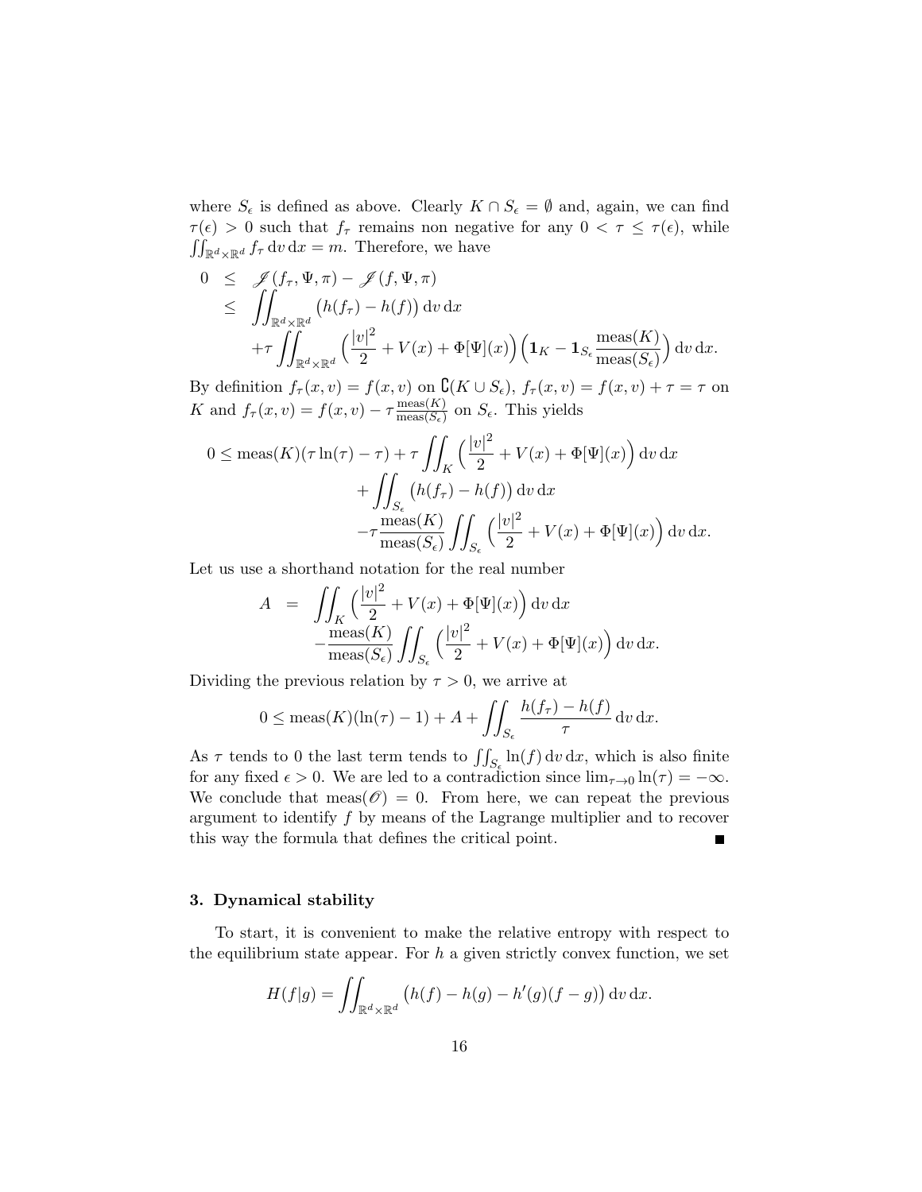where $S_\epsilon$ is defined as above. Clearly $K \cap S_\epsilon = \emptyset$ and, again, we can find $\tau(\epsilon) > 0$ such that $f_\tau$ remains non negative for any $0 < \tau \leq \tau(\epsilon)$, while $\iint_{\mathbb{R}^d\times\mathbb{R}^d} f_\tau \,\mathrm{d}v\,\mathrm{d}x = m$. Therefore, we have

$$
\begin{aligned}
0 &\leq \mathscr{J}(f_\tau, \Psi, \pi) - \mathscr{J}(f, \Psi, \pi) \\
&\leq \iint_{\mathbb{R}^d\times\mathbb{R}^d} \big(h(f_\tau) - h(f)\big)\,\mathrm{d}v\,\mathrm{d}x \\
&\quad + \tau \iint_{\mathbb{R}^d\times\mathbb{R}^d} \Big(\frac{|v|^2}{2} + V(x) + \Phi[\Psi](x)\Big)\Big(\mathbf{1}_K - \mathbf{1}_{S_\epsilon}\frac{\mathrm{meas}(K)}{\mathrm{meas}(S_\epsilon)}\Big)\,\mathrm{d}v\,\mathrm{d}x.
\end{aligned}
$$

By definition $f_\tau(x,v) = f(x,v)$ on $\complement(K \cup S_\epsilon)$, $f_\tau(x,v) = f(x,v) + \tau = \tau$ on $K$ and $f_\tau(x,v) = f(x,v) - \tau\frac{\mathrm{meas}(K)}{\mathrm{meas}(S_\epsilon)}$ on $S_\epsilon$. This yields

$$
\begin{aligned}
0 \leq \mathrm{meas}(K)(\tau\ln(\tau) - \tau) &+ \tau \iint_K \Big(\frac{|v|^2}{2} + V(x) + \Phi[\Psi](x)\Big)\,\mathrm{d}v\,\mathrm{d}x \\
&+ \iint_{S_\epsilon} \big(h(f_\tau) - h(f)\big)\,\mathrm{d}v\,\mathrm{d}x \\
&- \tau\frac{\mathrm{meas}(K)}{\mathrm{meas}(S_\epsilon)} \iint_{S_\epsilon} \Big(\frac{|v|^2}{2} + V(x) + \Phi[\Psi](x)\Big)\,\mathrm{d}v\,\mathrm{d}x.
\end{aligned}
$$

Let us use a shorthand notation for the real number

$$
\begin{aligned}
A &= \iint_K \Big(\frac{|v|^2}{2} + V(x) + \Phi[\Psi](x)\Big)\,\mathrm{d}v\,\mathrm{d}x \\
&\quad - \frac{\mathrm{meas}(K)}{\mathrm{meas}(S_\epsilon)} \iint_{S_\epsilon} \Big(\frac{|v|^2}{2} + V(x) + \Phi[\Psi](x)\Big)\,\mathrm{d}v\,\mathrm{d}x.
\end{aligned}
$$

Dividing the previous relation by $\tau > 0$, we arrive at

$$
0 \leq \mathrm{meas}(K)(\ln(\tau) - 1) + A + \iint_{S_\epsilon} \frac{h(f_\tau) - h(f)}{\tau}\,\mathrm{d}v\,\mathrm{d}x.
$$

As $\tau$ tends to 0 the last term tends to $\iint_{S_\epsilon} \ln(f)\,\mathrm{d}v\,\mathrm{d}x$, which is also finite for any fixed $\epsilon > 0$. We are led to a contradiction since $\lim_{\tau\to 0}\ln(\tau) = -\infty$. We conclude that $\mathrm{meas}(\mathscr{O}) = 0$. From here, we can repeat the previous argument to identify $f$ by means of the Lagrange multiplier and to recover this way the formula that defines the critical point. ■

## 3. Dynamical stability

To start, it is convenient to make the relative entropy with respect to the equilibrium state appear. For $h$ a given strictly convex function, we set

$$
H(f|g) = \iint_{\mathbb{R}^d\times\mathbb{R}^d} \big(h(f) - h(g) - h'(g)(f - g)\big)\,\mathrm{d}v\,\mathrm{d}x.
$$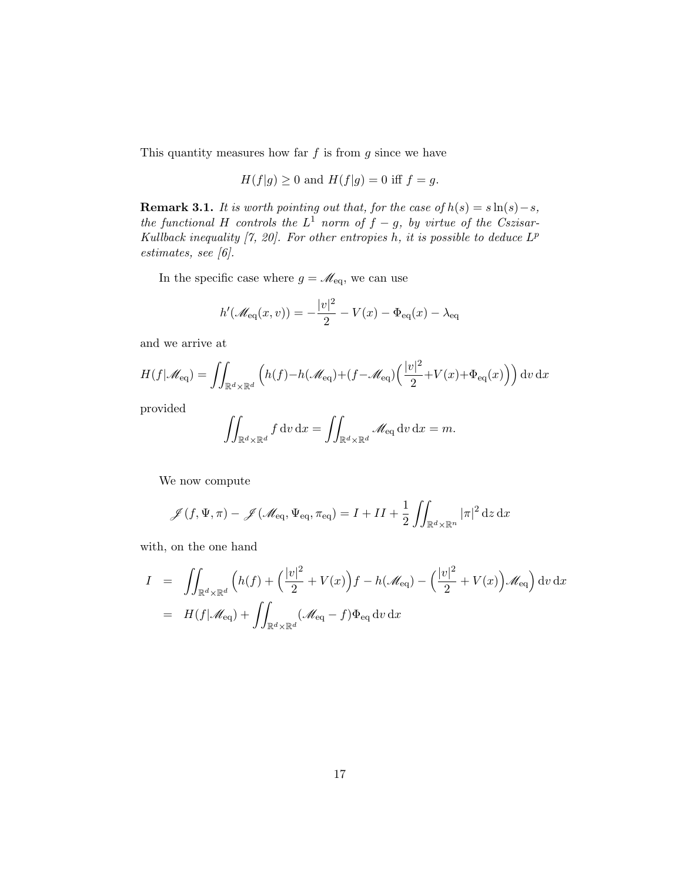This quantity measures how far $f$ is from $g$ since we have

$$H(f|g) \geq 0 \text{ and } H(f|g) = 0 \text{ iff } f = g.$$

**Remark 3.1.** *It is worth pointing out that, for the case of $h(s) = s\ln(s) - s$, the functional $H$ controls the $L^1$ norm of $f - g$, by virtue of the Cszisar-Kullback inequality [7, 20]. For other entropies $h$, it is possible to deduce $L^p$ estimates, see [6].*

In the specific case where $g = \mathscr{M}_{\text{eq}}$, we can use

$$h'(\mathscr{M}_{\text{eq}}(x,v)) = -\frac{|v|^2}{2} - V(x) - \Phi_{\text{eq}}(x) - \lambda_{\text{eq}}$$

and we arrive at

$$H(f|\mathscr{M}_{\text{eq}}) = \iint_{\mathbb{R}^d \times \mathbb{R}^d} \Big( h(f) - h(\mathscr{M}_{\text{eq}}) + (f - \mathscr{M}_{\text{eq}}) \Big( \frac{|v|^2}{2} + V(x) + \Phi_{\text{eq}}(x) \Big) \Big) \, \mathrm{d}v \, \mathrm{d}x$$

provided

$$\iint_{\mathbb{R}^d \times \mathbb{R}^d} f \, \mathrm{d}v \, \mathrm{d}x = \iint_{\mathbb{R}^d \times \mathbb{R}^d} \mathscr{M}_{\text{eq}} \, \mathrm{d}v \, \mathrm{d}x = m.$$

We now compute

$$\mathscr{J}(f, \Psi, \pi) - \mathscr{J}(\mathscr{M}_{\text{eq}}, \Psi_{\text{eq}}, \pi_{\text{eq}}) = I + II + \frac{1}{2} \iint_{\mathbb{R}^d \times \mathbb{R}^n} |\pi|^2 \, \mathrm{d}z \, \mathrm{d}x$$

with, on the one hand

$$\begin{aligned} I &= \iint_{\mathbb{R}^d \times \mathbb{R}^d} \Big( h(f) + \Big( \frac{|v|^2}{2} + V(x) \Big) f - h(\mathscr{M}_{\text{eq}}) - \Big( \frac{|v|^2}{2} + V(x) \Big) \mathscr{M}_{\text{eq}} \Big) \, \mathrm{d}v \, \mathrm{d}x \\ &= H(f|\mathscr{M}_{\text{eq}}) + \iint_{\mathbb{R}^d \times \mathbb{R}^d} (\mathscr{M}_{\text{eq}} - f) \Phi_{\text{eq}} \, \mathrm{d}v \, \mathrm{d}x \end{aligned}$$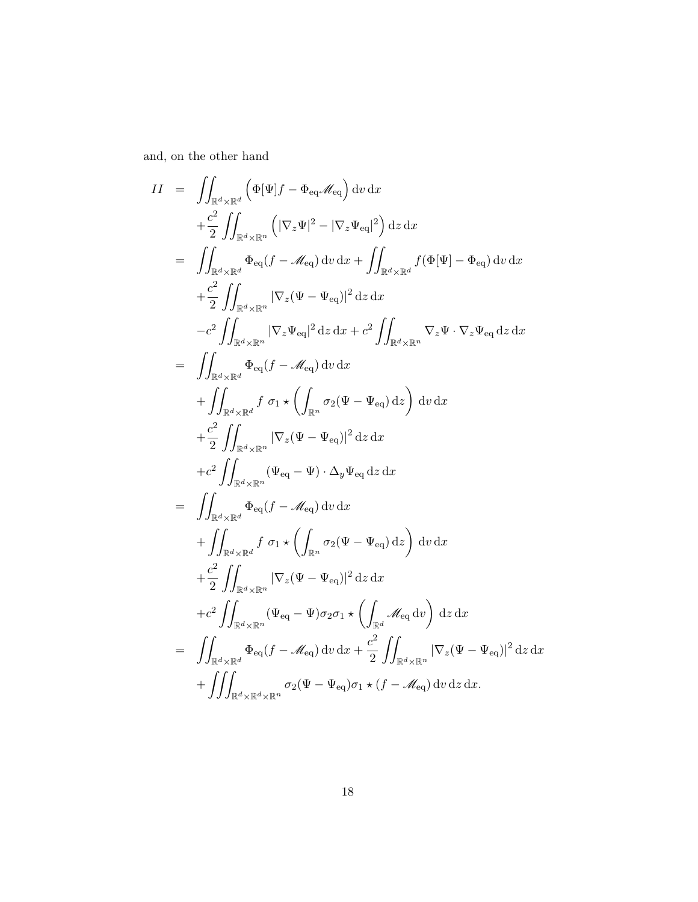and, on the other hand

$$
\begin{aligned}
II &= \iint_{\mathbb{R}^d\times\mathbb{R}^d} \Big(\Phi[\Psi]f - \Phi_{\mathrm{eq}}\mathscr{M}_{\mathrm{eq}}\Big)\,\mathrm{d}v\,\mathrm{d}x \\
&\quad + \frac{c^2}{2}\iint_{\mathbb{R}^d\times\mathbb{R}^n} \Big(|\nabla_z\Psi|^2 - |\nabla_z\Psi_{\mathrm{eq}}|^2\Big)\,\mathrm{d}z\,\mathrm{d}x \\
&= \iint_{\mathbb{R}^d\times\mathbb{R}^d} \Phi_{\mathrm{eq}}(f-\mathscr{M}_{\mathrm{eq}})\,\mathrm{d}v\,\mathrm{d}x + \iint_{\mathbb{R}^d\times\mathbb{R}^d} f(\Phi[\Psi]-\Phi_{\mathrm{eq}})\,\mathrm{d}v\,\mathrm{d}x \\
&\quad + \frac{c^2}{2}\iint_{\mathbb{R}^d\times\mathbb{R}^n} |\nabla_z(\Psi-\Psi_{\mathrm{eq}})|^2\,\mathrm{d}z\,\mathrm{d}x \\
&\quad - c^2\iint_{\mathbb{R}^d\times\mathbb{R}^n} |\nabla_z\Psi_{\mathrm{eq}}|^2\,\mathrm{d}z\,\mathrm{d}x + c^2\iint_{\mathbb{R}^d\times\mathbb{R}^n} \nabla_z\Psi\cdot\nabla_z\Psi_{\mathrm{eq}}\,\mathrm{d}z\,\mathrm{d}x \\
&= \iint_{\mathbb{R}^d\times\mathbb{R}^d} \Phi_{\mathrm{eq}}(f-\mathscr{M}_{\mathrm{eq}})\,\mathrm{d}v\,\mathrm{d}x \\
&\quad + \iint_{\mathbb{R}^d\times\mathbb{R}^d} f\ \sigma_1\star\left(\int_{\mathbb{R}^n}\sigma_2(\Psi-\Psi_{\mathrm{eq}})\,\mathrm{d}z\right)\,\mathrm{d}v\,\mathrm{d}x \\
&\quad + \frac{c^2}{2}\iint_{\mathbb{R}^d\times\mathbb{R}^n} |\nabla_z(\Psi-\Psi_{\mathrm{eq}})|^2\,\mathrm{d}z\,\mathrm{d}x \\
&\quad + c^2\iint_{\mathbb{R}^d\times\mathbb{R}^n} (\Psi_{\mathrm{eq}}-\Psi)\cdot\Delta_y\Psi_{\mathrm{eq}}\,\mathrm{d}z\,\mathrm{d}x \\
&= \iint_{\mathbb{R}^d\times\mathbb{R}^d} \Phi_{\mathrm{eq}}(f-\mathscr{M}_{\mathrm{eq}})\,\mathrm{d}v\,\mathrm{d}x \\
&\quad + \iint_{\mathbb{R}^d\times\mathbb{R}^d} f\ \sigma_1\star\left(\int_{\mathbb{R}^n}\sigma_2(\Psi-\Psi_{\mathrm{eq}})\,\mathrm{d}z\right)\,\mathrm{d}v\,\mathrm{d}x \\
&\quad + \frac{c^2}{2}\iint_{\mathbb{R}^d\times\mathbb{R}^n} |\nabla_z(\Psi-\Psi_{\mathrm{eq}})|^2\,\mathrm{d}z\,\mathrm{d}x \\
&\quad + c^2\iint_{\mathbb{R}^d\times\mathbb{R}^n} (\Psi_{\mathrm{eq}}-\Psi)\sigma_2\sigma_1\star\left(\int_{\mathbb{R}^d}\mathscr{M}_{\mathrm{eq}}\,\mathrm{d}v\right)\,\mathrm{d}z\,\mathrm{d}x \\
&= \iint_{\mathbb{R}^d\times\mathbb{R}^d} \Phi_{\mathrm{eq}}(f-\mathscr{M}_{\mathrm{eq}})\,\mathrm{d}v\,\mathrm{d}x + \frac{c^2}{2}\iint_{\mathbb{R}^d\times\mathbb{R}^n} |\nabla_z(\Psi-\Psi_{\mathrm{eq}})|^2\,\mathrm{d}z\,\mathrm{d}x \\
&\quad + \iiint_{\mathbb{R}^d\times\mathbb{R}^d\times\mathbb{R}^n} \sigma_2(\Psi-\Psi_{\mathrm{eq}})\sigma_1\star(f-\mathscr{M}_{\mathrm{eq}})\,\mathrm{d}v\,\mathrm{d}z\,\mathrm{d}x.
\end{aligned}
$$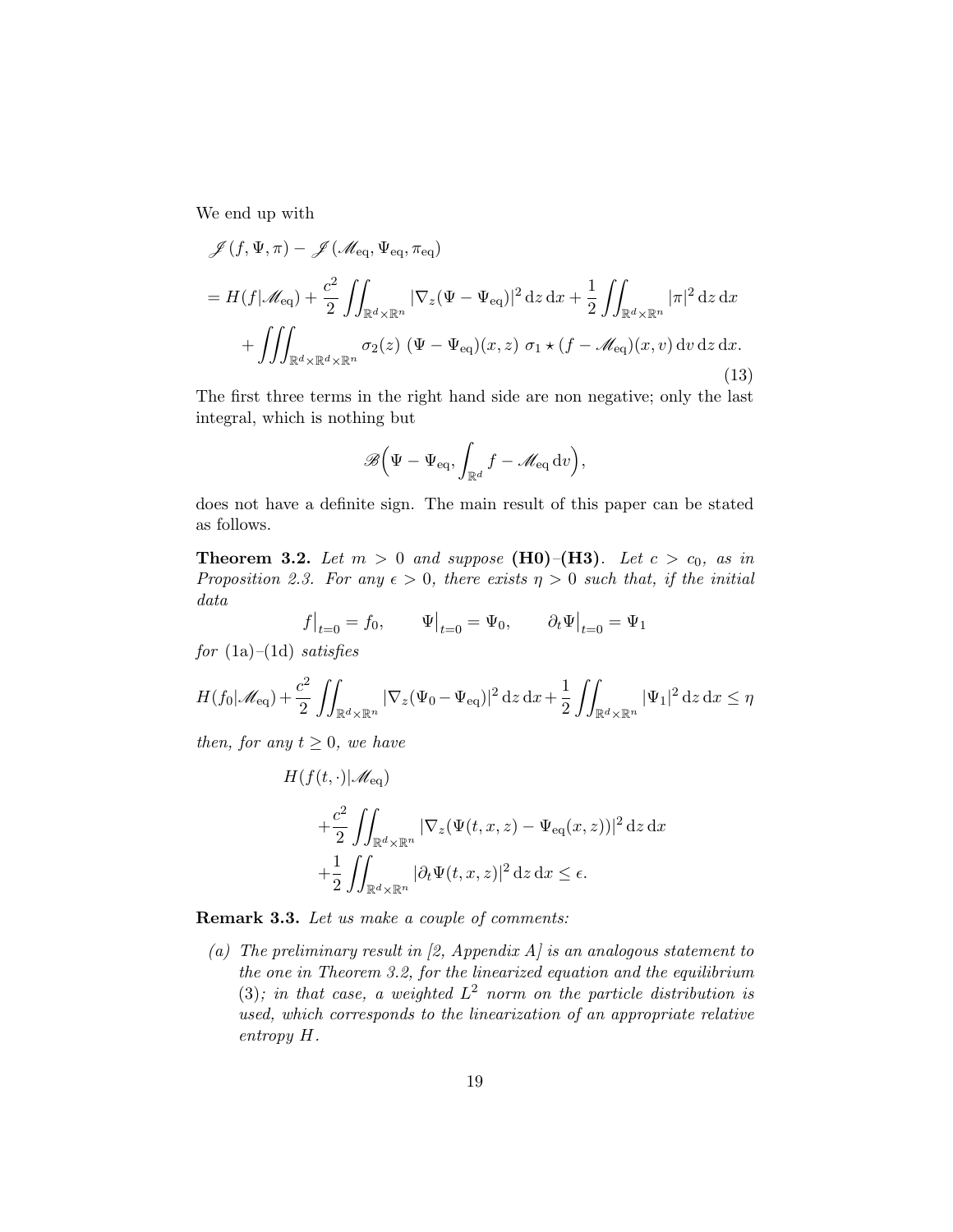We end up with

$$
\begin{aligned}
&\mathscr{J}(f,\Psi,\pi) - \mathscr{J}(\mathscr{M}_{\rm eq},\Psi_{\rm eq},\pi_{\rm eq}) \\
&= H(f|\mathscr{M}_{\rm eq}) + \frac{c^2}{2}\iint_{\mathbb{R}^d\times\mathbb{R}^n} |\nabla_z(\Psi-\Psi_{\rm eq})|^2\,\mathrm{d}z\,\mathrm{d}x + \frac{1}{2}\iint_{\mathbb{R}^d\times\mathbb{R}^n} |\pi|^2\,\mathrm{d}z\,\mathrm{d}x \\
&\quad + \iiint_{\mathbb{R}^d\times\mathbb{R}^d\times\mathbb{R}^n} \sigma_2(z)\ (\Psi-\Psi_{\rm eq})(x,z)\ \sigma_1\star(f-\mathscr{M}_{\rm eq})(x,v)\,\mathrm{d}v\,\mathrm{d}z\,\mathrm{d}x.
\end{aligned}
\tag{13}
$$

The first three terms in the right hand side are non negative; only the last integral, which is nothing but

$$
\mathscr{B}\Big(\Psi-\Psi_{\rm eq}, \int_{\mathbb{R}^d} f-\mathscr{M}_{\rm eq}\,\mathrm{d}v\Big),
$$

does not have a definite sign. The main result of this paper can be stated as follows.

**Theorem 3.2.** *Let $m>0$ and suppose* **(H0)**–**(H3)**. *Let $c>c_0$, as in Proposition 2.3. For any $\epsilon>0$, there exists $\eta>0$ such that, if the initial data*

$$
f\big|_{t=0}=f_0, \qquad \Psi\big|_{t=0}=\Psi_0, \qquad \partial_t\Psi\big|_{t=0}=\Psi_1
$$

*for* (1a)–(1d) *satisfies*

$$
H(f_0|\mathscr{M}_{\rm eq}) + \frac{c^2}{2}\iint_{\mathbb{R}^d\times\mathbb{R}^n} |\nabla_z(\Psi_0-\Psi_{\rm eq})|^2\,\mathrm{d}z\,\mathrm{d}x + \frac{1}{2}\iint_{\mathbb{R}^d\times\mathbb{R}^n} |\Psi_1|^2\,\mathrm{d}z\,\mathrm{d}x \le \eta
$$

*then, for any $t\ge 0$, we have*

$$
\begin{aligned}
&H(f(t,\cdot)|\mathscr{M}_{\rm eq}) \\
&\quad + \frac{c^2}{2}\iint_{\mathbb{R}^d\times\mathbb{R}^n} |\nabla_z(\Psi(t,x,z)-\Psi_{\rm eq}(x,z))|^2\,\mathrm{d}z\,\mathrm{d}x \\
&\quad + \frac{1}{2}\iint_{\mathbb{R}^d\times\mathbb{R}^n} |\partial_t\Psi(t,x,z)|^2\,\mathrm{d}z\,\mathrm{d}x \le \epsilon.
\end{aligned}
$$

**Remark 3.3.** *Let us make a couple of comments:*

*(a) The preliminary result in [2, Appendix A] is an analogous statement to the one in Theorem 3.2, for the linearized equation and the equilibrium* (3)*; in that case, a weighted $L^2$ norm on the particle distribution is used, which corresponds to the linearization of an appropriate relative entropy $H$.*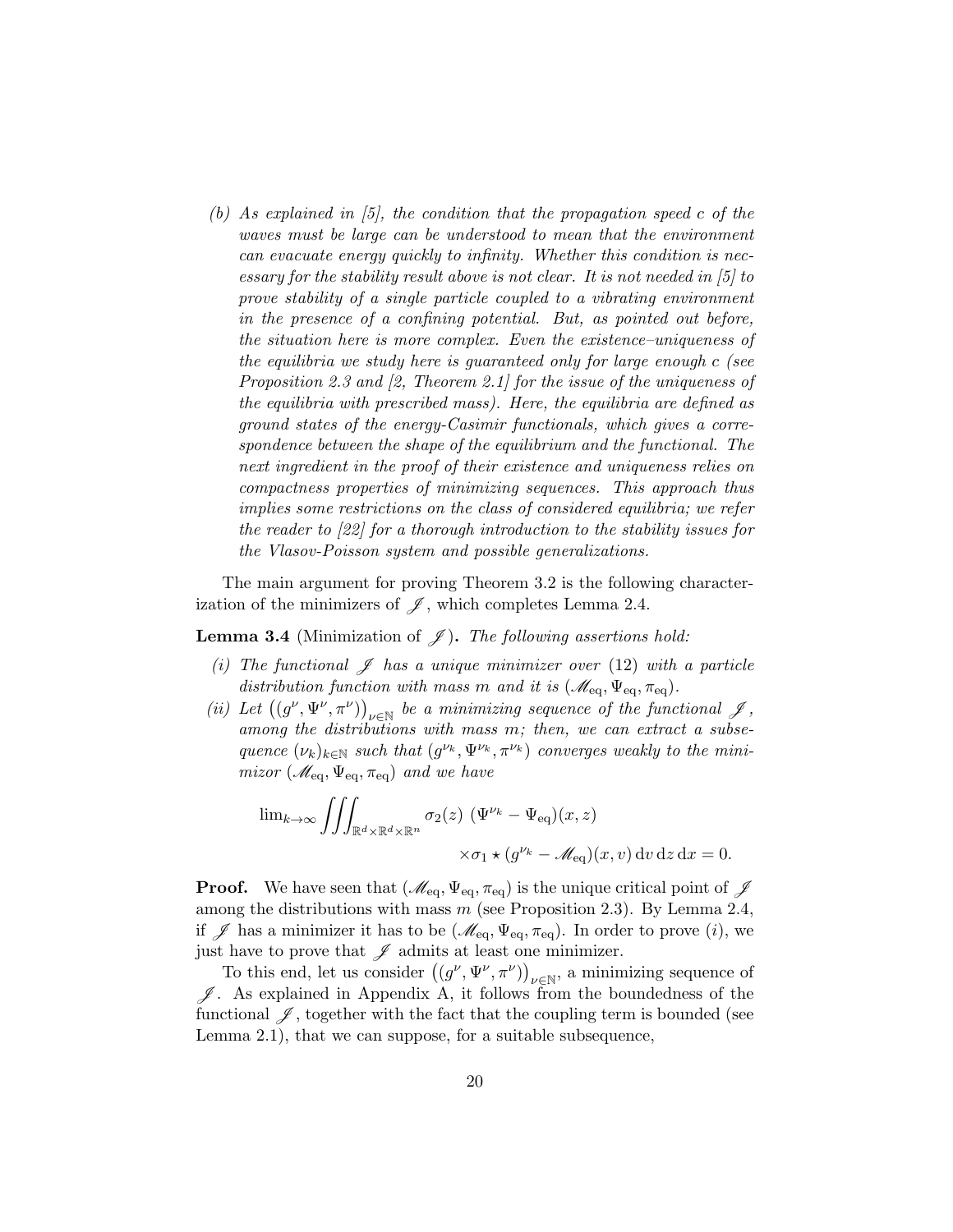*(b) As explained in [5], the condition that the propagation speed $c$ of the waves must be large can be understood to mean that the environment can evacuate energy quickly to infinity. Whether this condition is necessary for the stability result above is not clear. It is not needed in [5] to prove stability of a single particle coupled to a vibrating environment in the presence of a confining potential. But, as pointed out before, the situation here is more complex. Even the existence–uniqueness of the equilibria we study here is guaranteed only for large enough $c$ (see Proposition 2.3 and [2, Theorem 2.1] for the issue of the uniqueness of the equilibria with prescribed mass). Here, the equilibria are defined as ground states of the energy-Casimir functionals, which gives a correspondence between the shape of the equilibrium and the functional. The next ingredient in the proof of their existence and uniqueness relies on compactness properties of minimizing sequences. This approach thus implies some restrictions on the class of considered equilibria; we refer the reader to [22] for a thorough introduction to the stability issues for the Vlasov-Poisson system and possible generalizations.*

The main argument for proving Theorem 3.2 is the following characterization of the minimizers of $\mathscr{J}$, which completes Lemma 2.4.

**Lemma 3.4** (Minimization of $\mathscr{J}$)**.** *The following assertions hold:*

*(i) The functional $\mathscr{J}$ has a unique minimizer over (12) with a particle distribution function with mass $m$ and it is $(\mathscr{M}_{\mathrm{eq}}, \Psi_{\mathrm{eq}}, \pi_{\mathrm{eq}})$.*

*(ii) Let $\big((g^\nu, \Psi^\nu, \pi^\nu)\big)_{\nu\in\mathbb{N}}$ be a minimizing sequence of the functional $\mathscr{J}$, among the distributions with mass $m$; then, we can extract a subsequence $(\nu_k)_{k\in\mathbb{N}}$ such that $(g^{\nu_k}, \Psi^{\nu_k}, \pi^{\nu_k})$ converges weakly to the minimizor $(\mathscr{M}_{\mathrm{eq}}, \Psi_{\mathrm{eq}}, \pi_{\mathrm{eq}})$ and we have*

$$\lim_{k\to\infty} \iiint_{\mathbb{R}^d\times\mathbb{R}^d\times\mathbb{R}^n} \sigma_2(z)\ (\Psi^{\nu_k} - \Psi_{\mathrm{eq}})(x,z) \times \sigma_1 \star (g^{\nu_k} - \mathscr{M}_{\mathrm{eq}})(x,v)\,\mathrm{d}v\,\mathrm{d}z\,\mathrm{d}x = 0.$$

**Proof.** We have seen that $(\mathscr{M}_{\mathrm{eq}}, \Psi_{\mathrm{eq}}, \pi_{\mathrm{eq}})$ is the unique critical point of $\mathscr{J}$ among the distributions with mass $m$ (see Proposition 2.3). By Lemma 2.4, if $\mathscr{J}$ has a minimizer it has to be $(\mathscr{M}_{\mathrm{eq}}, \Psi_{\mathrm{eq}}, \pi_{\mathrm{eq}})$. In order to prove $(i)$, we just have to prove that $\mathscr{J}$ admits at least one minimizer.

To this end, let us consider $\big((g^\nu, \Psi^\nu, \pi^\nu)\big)_{\nu\in\mathbb{N}}$, a minimizing sequence of $\mathscr{J}$. As explained in Appendix A, it follows from the boundedness of the functional $\mathscr{J}$, together with the fact that the coupling term is bounded (see Lemma 2.1), that we can suppose, for a suitable subsequence,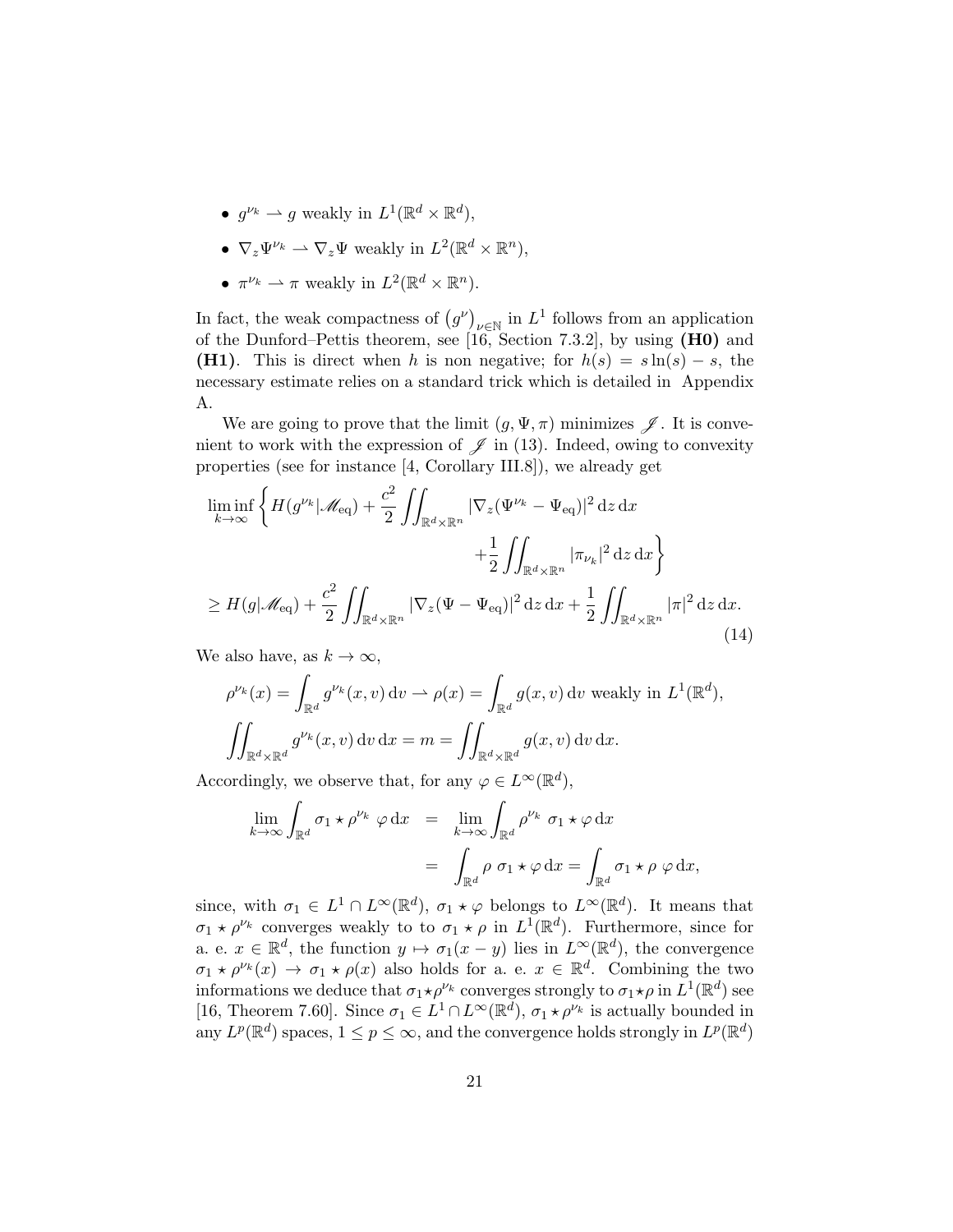- $g^{\nu_k} \rightharpoonup g$ weakly in $L^1(\mathbb{R}^d \times \mathbb{R}^d)$,
- $\nabla_z \Psi^{\nu_k} \rightharpoonup \nabla_z \Psi$ weakly in $L^2(\mathbb{R}^d \times \mathbb{R}^n)$,
- $\pi^{\nu_k} \rightharpoonup \pi$ weakly in $L^2(\mathbb{R}^d \times \mathbb{R}^n)$.

In fact, the weak compactness of $\big(g^\nu\big)_{\nu\in\mathbb{N}}$ in $L^1$ follows from an application of the Dunford–Pettis theorem, see [16, Section 7.3.2], by using **(H0)** and **(H1)**. This is direct when $h$ is non negative; for $h(s) = s\ln(s) - s$, the necessary estimate relies on a standard trick which is detailed in Appendix A.

We are going to prove that the limit $(g, \Psi, \pi)$ minimizes $\mathscr{J}$. It is convenient to work with the expression of $\mathscr{J}$ in (13). Indeed, owing to convexity properties (see for instance [4, Corollary III.8]), we already get

$$
\begin{aligned}
\liminf_{k\to\infty} \Bigg\{ H(g^{\nu_k}|\mathscr{M}_{\rm eq}) + \frac{c^2}{2} \iint_{\mathbb{R}^d\times\mathbb{R}^n} |\nabla_z(\Psi^{\nu_k} - \Psi_{\rm eq})|^2 \,\mathrm{d}z\,\mathrm{d}x \\
+ \frac{1}{2} \iint_{\mathbb{R}^d\times\mathbb{R}^n} |\pi_{\nu_k}|^2 \,\mathrm{d}z\,\mathrm{d}x \Bigg\} \\
\geq H(g|\mathscr{M}_{\rm eq}) + \frac{c^2}{2} \iint_{\mathbb{R}^d\times\mathbb{R}^n} |\nabla_z(\Psi - \Psi_{\rm eq})|^2 \,\mathrm{d}z\,\mathrm{d}x + \frac{1}{2} \iint_{\mathbb{R}^d\times\mathbb{R}^n} |\pi|^2 \,\mathrm{d}z\,\mathrm{d}x.
\end{aligned}
\tag{14}
$$

We also have, as $k \to \infty$,

$$
\rho^{\nu_k}(x) = \int_{\mathbb{R}^d} g^{\nu_k}(x, v)\,\mathrm{d}v \rightharpoonup \rho(x) = \int_{\mathbb{R}^d} g(x, v)\,\mathrm{d}v \text{ weakly in } L^1(\mathbb{R}^d),
$$

$$
\iint_{\mathbb{R}^d\times\mathbb{R}^d} g^{\nu_k}(x, v)\,\mathrm{d}v\,\mathrm{d}x = m = \iint_{\mathbb{R}^d\times\mathbb{R}^d} g(x, v)\,\mathrm{d}v\,\mathrm{d}x.
$$

Accordingly, we observe that, for any $\varphi \in L^\infty(\mathbb{R}^d)$,

$$
\begin{aligned}
\lim_{k\to\infty} \int_{\mathbb{R}^d} \sigma_1 \star \rho^{\nu_k}\ \varphi\,\mathrm{d}x &= \lim_{k\to\infty} \int_{\mathbb{R}^d} \rho^{\nu_k}\ \sigma_1 \star \varphi\,\mathrm{d}x \\
&= \int_{\mathbb{R}^d} \rho\ \sigma_1 \star \varphi\,\mathrm{d}x = \int_{\mathbb{R}^d} \sigma_1 \star \rho\ \varphi\,\mathrm{d}x,
\end{aligned}
$$

since, with $\sigma_1 \in L^1 \cap L^\infty(\mathbb{R}^d)$, $\sigma_1 \star \varphi$ belongs to $L^\infty(\mathbb{R}^d)$. It means that $\sigma_1 \star \rho^{\nu_k}$ converges weakly to to $\sigma_1 \star \rho$ in $L^1(\mathbb{R}^d)$. Furthermore, since for a. e. $x \in \mathbb{R}^d$, the function $y \mapsto \sigma_1(x - y)$ lies in $L^\infty(\mathbb{R}^d)$, the convergence $\sigma_1 \star \rho^{\nu_k}(x) \to \sigma_1 \star \rho(x)$ also holds for a. e. $x \in \mathbb{R}^d$. Combining the two informations we deduce that $\sigma_1 \star \rho^{\nu_k}$ converges strongly to $\sigma_1 \star \rho$ in $L^1(\mathbb{R}^d)$ see [16, Theorem 7.60]. Since $\sigma_1 \in L^1 \cap L^\infty(\mathbb{R}^d)$, $\sigma_1 \star \rho^{\nu_k}$ is actually bounded in any $L^p(\mathbb{R}^d)$ spaces, $1 \leq p \leq \infty$, and the convergence holds strongly in $L^p(\mathbb{R}^d)$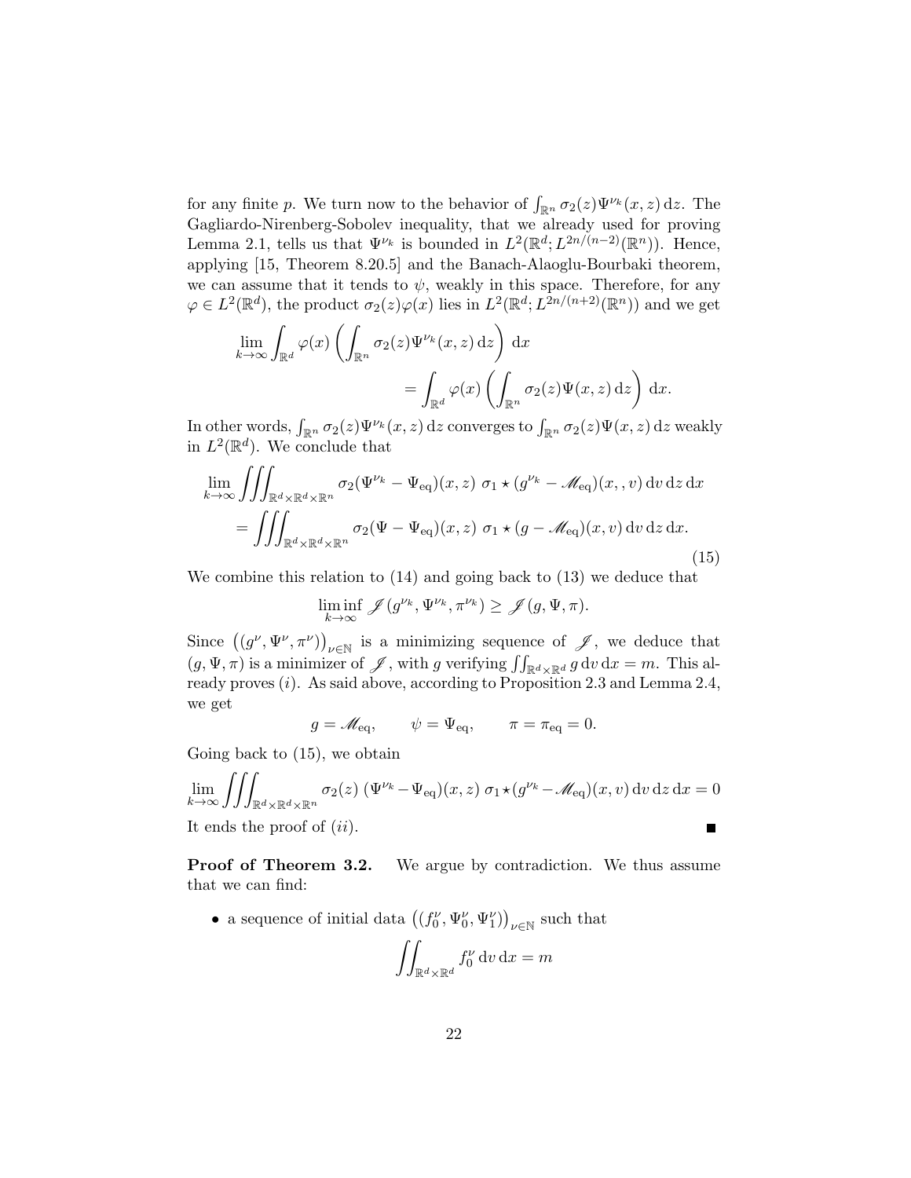for any finite $p$. We turn now to the behavior of $\int_{\mathbb{R}^n} \sigma_2(z)\Psi^{\nu_k}(x,z)\,\mathrm{d}z$. The Gagliardo-Nirenberg-Sobolev inequality, that we already used for proving Lemma 2.1, tells us that $\Psi^{\nu_k}$ is bounded in $L^2(\mathbb{R}^d; L^{2n/(n-2)}(\mathbb{R}^n))$. Hence, applying [15, Theorem 8.20.5] and the Banach-Alaoglu-Bourbaki theorem, we can assume that it tends to $\psi$, weakly in this space. Therefore, for any $\varphi \in L^2(\mathbb{R}^d)$, the product $\sigma_2(z)\varphi(x)$ lies in $L^2(\mathbb{R}^d; L^{2n/(n+2)}(\mathbb{R}^n))$ and we get

$$\lim_{k\to\infty} \int_{\mathbb{R}^d} \varphi(x) \left( \int_{\mathbb{R}^n} \sigma_2(z)\Psi^{\nu_k}(x,z)\,\mathrm{d}z \right) \mathrm{d}x = \int_{\mathbb{R}^d} \varphi(x) \left( \int_{\mathbb{R}^n} \sigma_2(z)\Psi(x,z)\,\mathrm{d}z \right) \mathrm{d}x.$$

In other words, $\int_{\mathbb{R}^n} \sigma_2(z)\Psi^{\nu_k}(x,z)\,\mathrm{d}z$ converges to $\int_{\mathbb{R}^n} \sigma_2(z)\Psi(x,z)\,\mathrm{d}z$ weakly in $L^2(\mathbb{R}^d)$. We conclude that

$$\begin{aligned}\lim_{k\to\infty} \iiint_{\mathbb{R}^d\times\mathbb{R}^d\times\mathbb{R}^n} &\sigma_2(\Psi^{\nu_k} - \Psi_{\mathrm{eq}})(x,z)\ \sigma_1 \star (g^{\nu_k} - \mathscr{M}_{\mathrm{eq}})(x,,v)\,\mathrm{d}v\,\mathrm{d}z\,\mathrm{d}x \\ &= \iiint_{\mathbb{R}^d\times\mathbb{R}^d\times\mathbb{R}^n} \sigma_2(\Psi - \Psi_{\mathrm{eq}})(x,z)\ \sigma_1 \star (g - \mathscr{M}_{\mathrm{eq}})(x,v)\,\mathrm{d}v\,\mathrm{d}z\,\mathrm{d}x. \end{aligned} \tag{15}$$

We combine this relation to (14) and going back to (13) we deduce that

$$\liminf_{k\to\infty} \mathscr{J}(g^{\nu_k}, \Psi^{\nu_k}, \pi^{\nu_k}) \geq \mathscr{J}(g,\Psi,\pi).$$

Since $\big((g^\nu, \Psi^\nu, \pi^\nu)\big)_{\nu\in\mathbb{N}}$ is a minimizing sequence of $\mathscr{J}$, we deduce that $(g,\Psi,\pi)$ is a minimizer of $\mathscr{J}$, with $g$ verifying $\iint_{\mathbb{R}^d\times\mathbb{R}^d} g\,\mathrm{d}v\,\mathrm{d}x = m$. This already proves $(i)$. As said above, according to Proposition 2.3 and Lemma 2.4, we get

$$g = \mathscr{M}_{\mathrm{eq}}, \qquad \psi = \Psi_{\mathrm{eq}}, \qquad \pi = \pi_{\mathrm{eq}} = 0.$$

Going back to (15), we obtain

$$\lim_{k\to\infty} \iiint_{\mathbb{R}^d\times\mathbb{R}^d\times\mathbb{R}^n} \sigma_2(z)\ (\Psi^{\nu_k} - \Psi_{\mathrm{eq}})(x,z)\ \sigma_1 \star (g^{\nu_k} - \mathscr{M}_{\mathrm{eq}})(x,v)\,\mathrm{d}v\,\mathrm{d}z\,\mathrm{d}x = 0$$

It ends the proof of $(ii)$. ■

**Proof of Theorem 3.2.** We argue by contradiction. We thus assume that we can find:

- a sequence of initial data $\big((f_0^\nu, \Psi_0^\nu, \Psi_1^\nu)\big)_{\nu\in\mathbb{N}}$ such that

$$\iint_{\mathbb{R}^d\times\mathbb{R}^d} f_0^\nu\,\mathrm{d}v\,\mathrm{d}x = m$$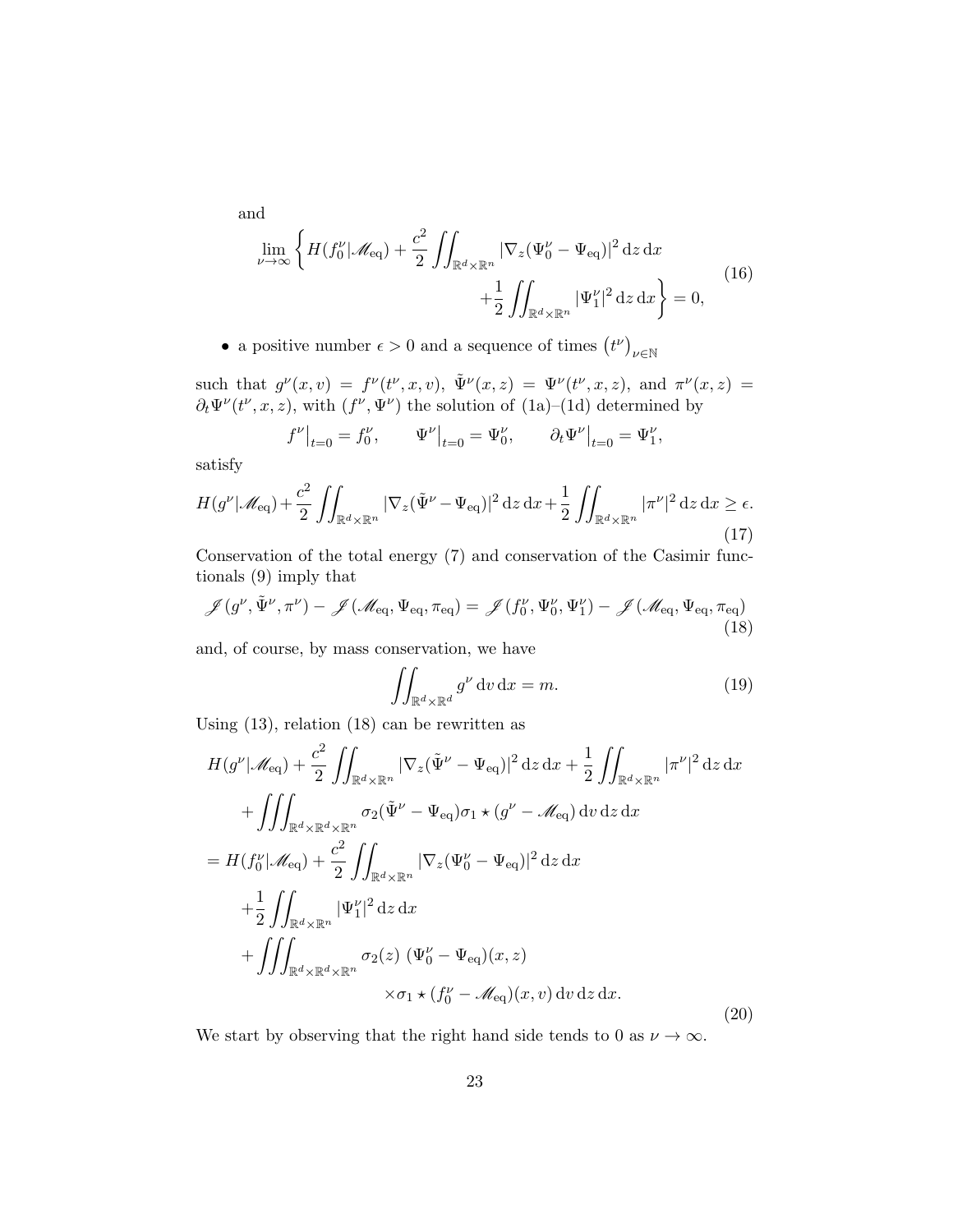and

$$
\lim_{\nu\to\infty} \left\{ H(f_0^\nu|\mathscr{M}_{\rm eq}) + \frac{c^2}{2} \iint_{\mathbb{R}^d\times\mathbb{R}^n} |\nabla_z(\Psi_0^\nu - \Psi_{\rm eq})|^2 \,{\rm d}z\,{\rm d}x \right.
$$
$$
\left. + \frac{1}{2} \iint_{\mathbb{R}^d\times\mathbb{R}^n} |\Psi_1^\nu|^2 \,{\rm d}z\,{\rm d}x \right\} = 0, \tag{16}
$$

- a positive number $\epsilon > 0$ and a sequence of times $\left(t^\nu\right)_{\nu\in\mathbb{N}}$

such that $g^\nu(x,v) = f^\nu(t^\nu,x,v)$, $\tilde\Psi^\nu(x,z) = \Psi^\nu(t^\nu,x,z)$, and $\pi^\nu(x,z) = \partial_t\Psi^\nu(t^\nu,x,z)$, with $(f^\nu,\Psi^\nu)$ the solution of (1a)–(1d) determined by

$$
f^\nu\big|_{t=0} = f_0^\nu, \qquad \Psi^\nu\big|_{t=0} = \Psi_0^\nu, \qquad \partial_t\Psi^\nu\big|_{t=0} = \Psi_1^\nu,
$$

satisfy

$$
H(g^\nu|\mathscr{M}_{\rm eq}) + \frac{c^2}{2} \iint_{\mathbb{R}^d\times\mathbb{R}^n} |\nabla_z(\tilde\Psi^\nu - \Psi_{\rm eq})|^2 \,{\rm d}z\,{\rm d}x + \frac{1}{2} \iint_{\mathbb{R}^d\times\mathbb{R}^n} |\pi^\nu|^2 \,{\rm d}z\,{\rm d}x \geq \epsilon. \tag{17}
$$

Conservation of the total energy (7) and conservation of the Casimir functionals (9) imply that

$$
\mathscr{J}(g^\nu,\tilde\Psi^\nu,\pi^\nu) - \mathscr{J}(\mathscr{M}_{\rm eq},\Psi_{\rm eq},\pi_{\rm eq}) = \mathscr{J}(f_0^\nu,\Psi_0^\nu,\Psi_1^\nu) - \mathscr{J}(\mathscr{M}_{\rm eq},\Psi_{\rm eq},\pi_{\rm eq}) \tag{18}
$$

and, of course, by mass conservation, we have

$$
\iint_{\mathbb{R}^d\times\mathbb{R}^d} g^\nu \,{\rm d}v\,{\rm d}x = m. \tag{19}
$$

Using (13), relation (18) can be rewritten as

$$
\begin{aligned}
&H(g^\nu|\mathscr{M}_{\rm eq}) + \frac{c^2}{2} \iint_{\mathbb{R}^d\times\mathbb{R}^n} |\nabla_z(\tilde\Psi^\nu - \Psi_{\rm eq})|^2 \,{\rm d}z\,{\rm d}x + \frac{1}{2} \iint_{\mathbb{R}^d\times\mathbb{R}^n} |\pi^\nu|^2 \,{\rm d}z\,{\rm d}x \\
&\quad + \iiint_{\mathbb{R}^d\times\mathbb{R}^d\times\mathbb{R}^n} \sigma_2(\tilde\Psi^\nu - \Psi_{\rm eq})\sigma_1 \star (g^\nu - \mathscr{M}_{\rm eq}) \,{\rm d}v\,{\rm d}z\,{\rm d}x \\
&= H(f_0^\nu|\mathscr{M}_{\rm eq}) + \frac{c^2}{2} \iint_{\mathbb{R}^d\times\mathbb{R}^n} |\nabla_z(\Psi_0^\nu - \Psi_{\rm eq})|^2 \,{\rm d}z\,{\rm d}x \\
&\quad + \frac{1}{2} \iint_{\mathbb{R}^d\times\mathbb{R}^n} |\Psi_1^\nu|^2 \,{\rm d}z\,{\rm d}x \\
&\quad + \iiint_{\mathbb{R}^d\times\mathbb{R}^d\times\mathbb{R}^n} \sigma_2(z)\ (\Psi_0^\nu - \Psi_{\rm eq})(x,z) \\
&\qquad\qquad \times \sigma_1 \star (f_0^\nu - \mathscr{M}_{\rm eq})(x,v) \,{\rm d}v\,{\rm d}z\,{\rm d}x.
\end{aligned} \tag{20}
$$

We start by observing that the right hand side tends to 0 as $\nu \to \infty$.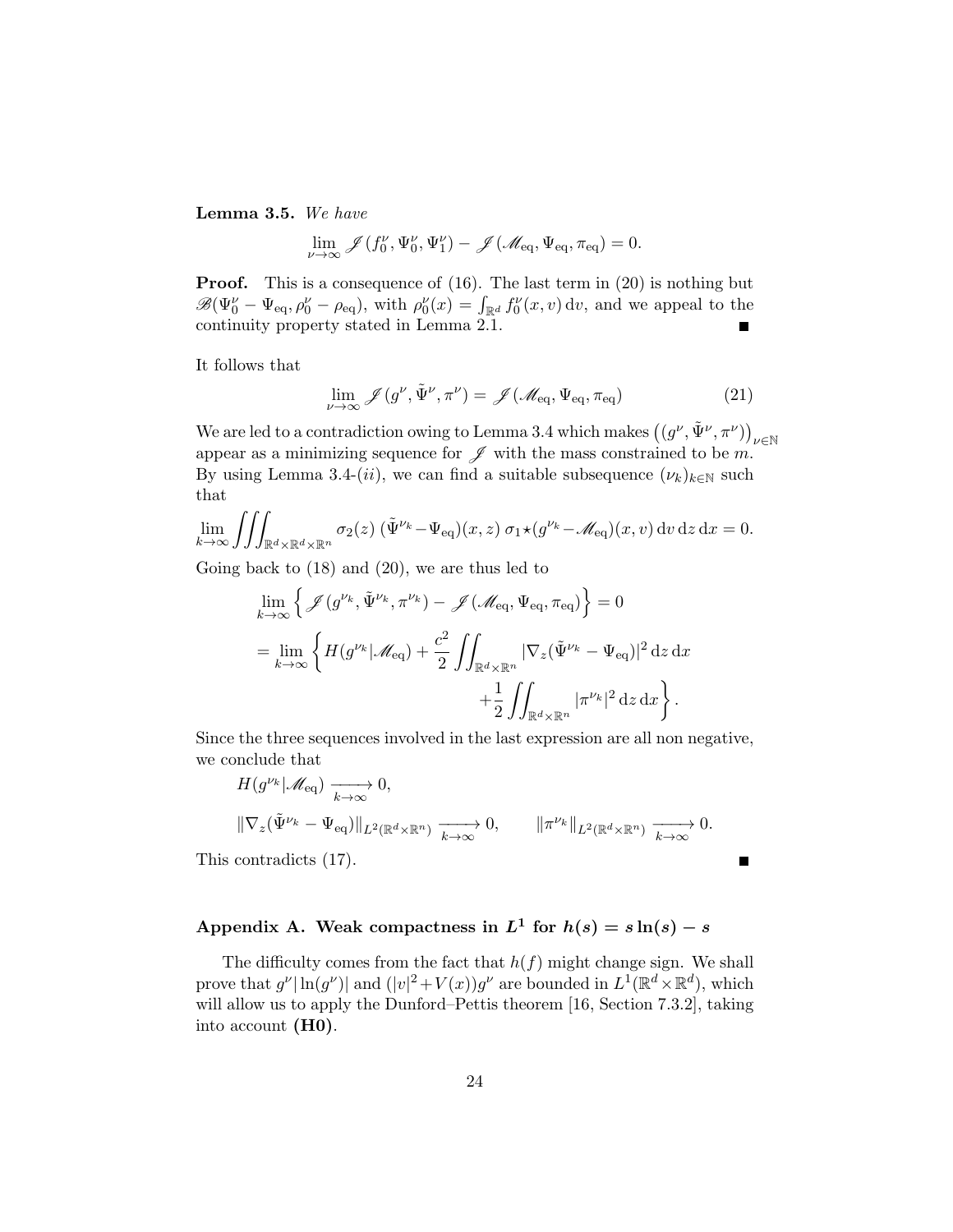**Lemma 3.5.** *We have*

$$\lim_{\nu\to\infty} \mathscr{J}(f_0^\nu, \Psi_0^\nu, \Psi_1^\nu) - \mathscr{J}(\mathscr{M}_{\rm eq}, \Psi_{\rm eq}, \pi_{\rm eq}) = 0.$$

**Proof.** This is a consequence of (16). The last term in (20) is nothing but $\mathscr{B}(\Psi_0^\nu - \Psi_{\rm eq}, \rho_0^\nu - \rho_{\rm eq})$, with $\rho_0^\nu(x) = \int_{\mathbb{R}^d} f_0^\nu(x,v)\,{\rm d}v$, and we appeal to the continuity property stated in Lemma 2.1. ∎

It follows that

$$\lim_{\nu\to\infty} \mathscr{J}(g^\nu, \tilde\Psi^\nu, \pi^\nu) = \mathscr{J}(\mathscr{M}_{\rm eq}, \Psi_{\rm eq}, \pi_{\rm eq}) \tag{21}$$

We are led to a contradiction owing to Lemma 3.4 which makes $\big((g^\nu, \tilde\Psi^\nu, \pi^\nu)\big)_{\nu\in\mathbb{N}}$ appear as a minimizing sequence for $\mathscr{J}$ with the mass constrained to be $m$. By using Lemma 3.4-$(ii)$, we can find a suitable subsequence $(\nu_k)_{k\in\mathbb{N}}$ such that

$$\lim_{k\to\infty} \iiint_{\mathbb{R}^d\times\mathbb{R}^d\times\mathbb{R}^n} \sigma_2(z)\,(\tilde\Psi^{\nu_k} - \Psi_{\rm eq})(x,z)\,\sigma_1\star(g^{\nu_k} - \mathscr{M}_{\rm eq})(x,v)\,{\rm d}v\,{\rm d}z\,{\rm d}x = 0.$$

Going back to (18) and (20), we are thus led to

$$\begin{aligned}
&\lim_{k\to\infty}\Big\{\mathscr{J}(g^{\nu_k}, \tilde\Psi^{\nu_k}, \pi^{\nu_k}) - \mathscr{J}(\mathscr{M}_{\rm eq}, \Psi_{\rm eq}, \pi_{\rm eq})\Big\} = 0\\
&= \lim_{k\to\infty}\Bigg\{H(g^{\nu_k}|\mathscr{M}_{\rm eq}) + \frac{c^2}{2}\iint_{\mathbb{R}^d\times\mathbb{R}^n} |\nabla_z(\tilde\Psi^{\nu_k} - \Psi_{\rm eq})|^2\,{\rm d}z\,{\rm d}x\\
&\qquad\qquad + \frac{1}{2}\iint_{\mathbb{R}^d\times\mathbb{R}^n} |\pi^{\nu_k}|^2\,{\rm d}z\,{\rm d}x\Bigg\}.
\end{aligned}$$

Since the three sequences involved in the last expression are all non negative, we conclude that

$$H(g^{\nu_k}|\mathscr{M}_{\rm eq}) \xrightarrow[k\to\infty]{} 0,$$

$$\|\nabla_z(\tilde\Psi^{\nu_k} - \Psi_{\rm eq})\|_{L^2(\mathbb{R}^d\times\mathbb{R}^n)} \xrightarrow[k\to\infty]{} 0, \qquad \|\pi^{\nu_k}\|_{L^2(\mathbb{R}^d\times\mathbb{R}^n)} \xrightarrow[k\to\infty]{} 0.$$

This contradicts (17). ∎

## Appendix A. Weak compactness in $L^1$ for $h(s) = s\ln(s) - s$

The difficulty comes from the fact that $h(f)$ might change sign. We shall prove that $g^\nu|\ln(g^\nu)|$ and $(|v|^2 + V(x))g^\nu$ are bounded in $L^1(\mathbb{R}^d\times\mathbb{R}^d)$, which will allow us to apply the Dunford–Pettis theorem [16, Section 7.3.2], taking into account **(H0)**.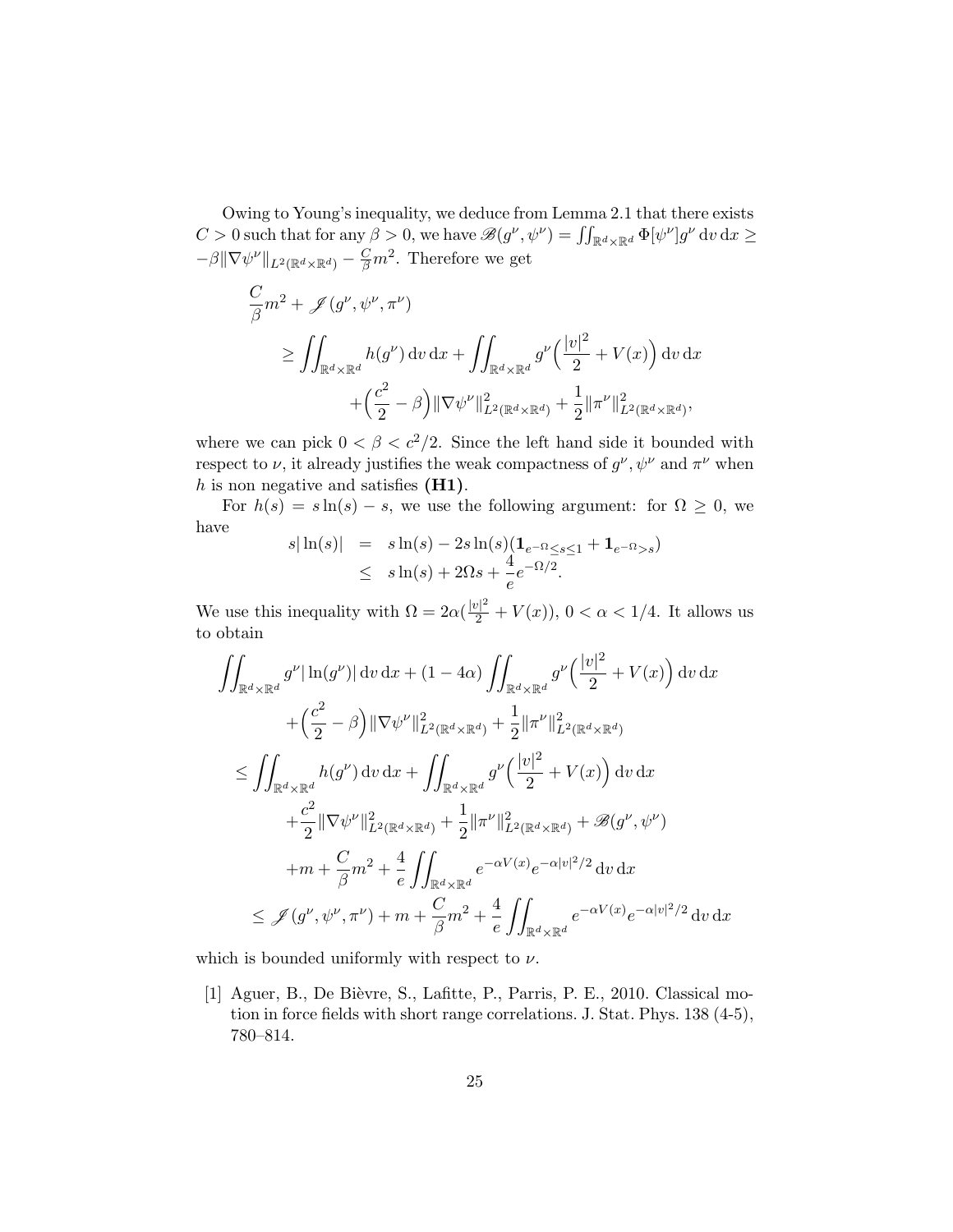Owing to Young's inequality, we deduce from Lemma 2.1 that there exists $C > 0$ such that for any $\beta > 0$, we have $\mathscr{B}(g^\nu, \psi^\nu) = \iint_{\mathbb{R}^d\times\mathbb{R}^d} \Phi[\psi^\nu] g^\nu \,\mathrm{d}v\,\mathrm{d}x \geq -\beta \|\nabla\psi^\nu\|_{L^2(\mathbb{R}^d\times\mathbb{R}^d)} - \frac{C}{\beta} m^2$. Therefore we get

$$
\begin{aligned}
&\frac{C}{\beta} m^2 + \mathscr{J}(g^\nu, \psi^\nu, \pi^\nu) \\
&\quad \geq \iint_{\mathbb{R}^d\times\mathbb{R}^d} h(g^\nu)\,\mathrm{d}v\,\mathrm{d}x + \iint_{\mathbb{R}^d\times\mathbb{R}^d} g^\nu\Big(\frac{|v|^2}{2} + V(x)\Big)\,\mathrm{d}v\,\mathrm{d}x \\
&\qquad\qquad + \Big(\frac{c^2}{2} - \beta\Big)\|\nabla\psi^\nu\|^2_{L^2(\mathbb{R}^d\times\mathbb{R}^d)} + \frac{1}{2}\|\pi^\nu\|^2_{L^2(\mathbb{R}^d\times\mathbb{R}^d)},
\end{aligned}
$$

where we can pick $0 < \beta < c^2/2$. Since the left hand side it bounded with respect to $\nu$, it already justifies the weak compactness of $g^\nu, \psi^\nu$ and $\pi^\nu$ when $h$ is non negative and satisfies **(H1)**.

For $h(s) = s\ln(s) - s$, we use the following argument: for $\Omega \geq 0$, we have

$$
\begin{aligned}
s|\ln(s)| &= s\ln(s) - 2s\ln(s)(\mathbf{1}_{e^{-\Omega}\leq s\leq 1} + \mathbf{1}_{e^{-\Omega}>s}) \\
&\leq s\ln(s) + 2\Omega s + \frac{4}{e}e^{-\Omega/2}.
\end{aligned}
$$

We use this inequality with $\Omega = 2\alpha(\frac{|v|^2}{2} + V(x))$, $0 < \alpha < 1/4$. It allows us to obtain

$$
\begin{aligned}
&\iint_{\mathbb{R}^d\times\mathbb{R}^d} g^\nu|\ln(g^\nu)|\,\mathrm{d}v\,\mathrm{d}x + (1-4\alpha)\iint_{\mathbb{R}^d\times\mathbb{R}^d} g^\nu\Big(\frac{|v|^2}{2} + V(x)\Big)\,\mathrm{d}v\,\mathrm{d}x \\
&\qquad + \Big(\frac{c^2}{2} - \beta\Big)\|\nabla\psi^\nu\|^2_{L^2(\mathbb{R}^d\times\mathbb{R}^d)} + \frac{1}{2}\|\pi^\nu\|^2_{L^2(\mathbb{R}^d\times\mathbb{R}^d)} \\
&\leq \iint_{\mathbb{R}^d\times\mathbb{R}^d} h(g^\nu)\,\mathrm{d}v\,\mathrm{d}x + \iint_{\mathbb{R}^d\times\mathbb{R}^d} g^\nu\Big(\frac{|v|^2}{2} + V(x)\Big)\,\mathrm{d}v\,\mathrm{d}x \\
&\qquad + \frac{c^2}{2}\|\nabla\psi^\nu\|^2_{L^2(\mathbb{R}^d\times\mathbb{R}^d)} + \frac{1}{2}\|\pi^\nu\|^2_{L^2(\mathbb{R}^d\times\mathbb{R}^d)} + \mathscr{B}(g^\nu, \psi^\nu) \\
&\qquad + m + \frac{C}{\beta}m^2 + \frac{4}{e}\iint_{\mathbb{R}^d\times\mathbb{R}^d} e^{-\alpha V(x)} e^{-\alpha|v|^2/2}\,\mathrm{d}v\,\mathrm{d}x \\
&\leq \mathscr{J}(g^\nu, \psi^\nu, \pi^\nu) + m + \frac{C}{\beta}m^2 + \frac{4}{e}\iint_{\mathbb{R}^d\times\mathbb{R}^d} e^{-\alpha V(x)} e^{-\alpha|v|^2/2}\,\mathrm{d}v\,\mathrm{d}x
\end{aligned}
$$

which is bounded uniformly with respect to $\nu$.

[1] Aguer, B., De Bièvre, S., Lafitte, P., Parris, P. E., 2010. Classical motion in force fields with short range correlations. J. Stat. Phys. 138 (4-5), 780–814.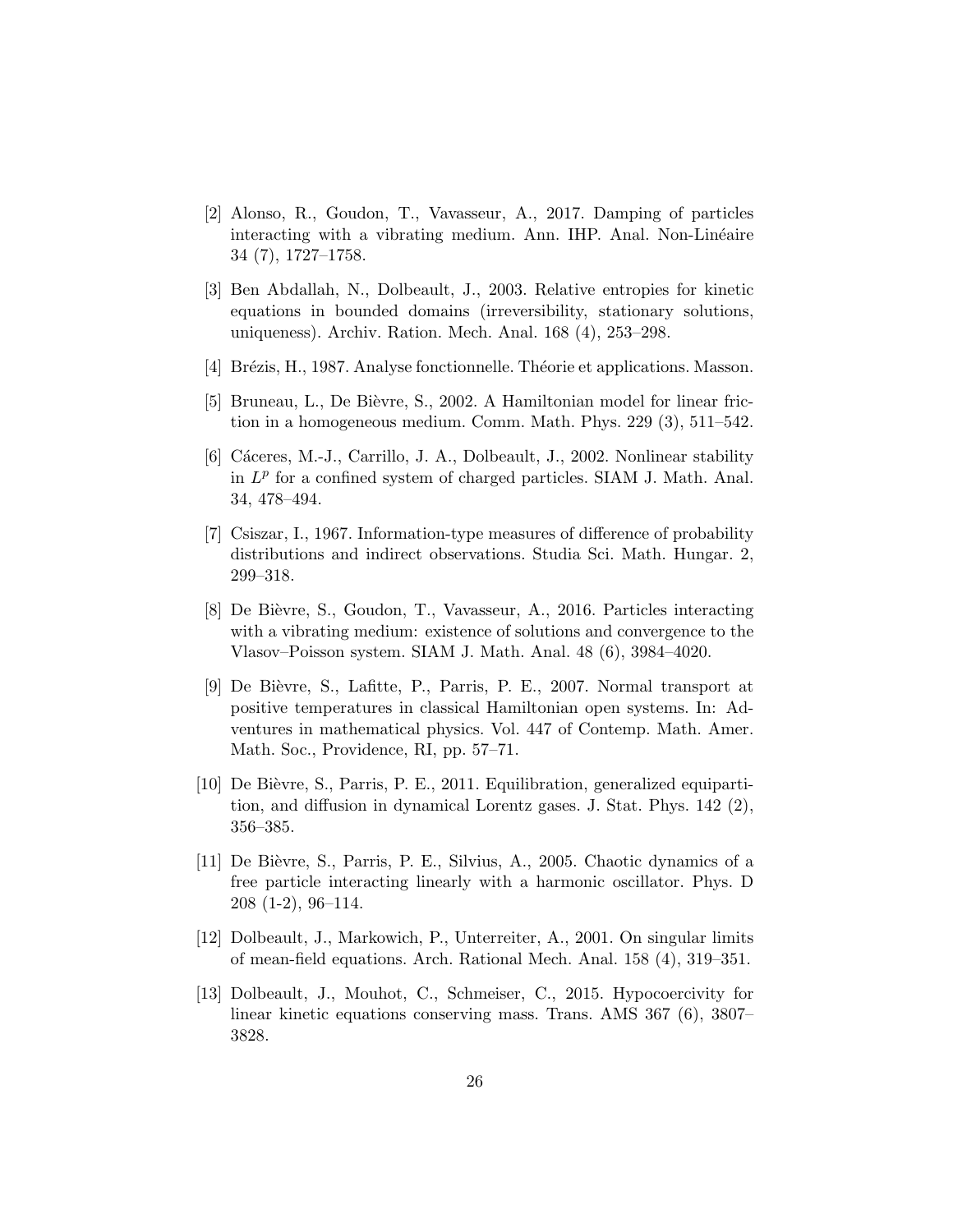[2] Alonso, R., Goudon, T., Vavasseur, A., 2017. Damping of particles interacting with a vibrating medium. Ann. IHP. Anal. Non-Linéaire 34 (7), 1727–1758.

[3] Ben Abdallah, N., Dolbeault, J., 2003. Relative entropies for kinetic equations in bounded domains (irreversibility, stationary solutions, uniqueness). Archiv. Ration. Mech. Anal. 168 (4), 253–298.

[4] Brézis, H., 1987. Analyse fonctionnelle. Théorie et applications. Masson.

[5] Bruneau, L., De Bièvre, S., 2002. A Hamiltonian model for linear friction in a homogeneous medium. Comm. Math. Phys. 229 (3), 511–542.

[6] Cáceres, M.-J., Carrillo, J. A., Dolbeault, J., 2002. Nonlinear stability in $L^p$ for a confined system of charged particles. SIAM J. Math. Anal. 34, 478–494.

[7] Csiszar, I., 1967. Information-type measures of difference of probability distributions and indirect observations. Studia Sci. Math. Hungar. 2, 299–318.

[8] De Bièvre, S., Goudon, T., Vavasseur, A., 2016. Particles interacting with a vibrating medium: existence of solutions and convergence to the Vlasov–Poisson system. SIAM J. Math. Anal. 48 (6), 3984–4020.

[9] De Bièvre, S., Lafitte, P., Parris, P. E., 2007. Normal transport at positive temperatures in classical Hamiltonian open systems. In: Adventures in mathematical physics. Vol. 447 of Contemp. Math. Amer. Math. Soc., Providence, RI, pp. 57–71.

[10] De Bièvre, S., Parris, P. E., 2011. Equilibration, generalized equipartition, and diffusion in dynamical Lorentz gases. J. Stat. Phys. 142 (2), 356–385.

[11] De Bièvre, S., Parris, P. E., Silvius, A., 2005. Chaotic dynamics of a free particle interacting linearly with a harmonic oscillator. Phys. D 208 (1-2), 96–114.

[12] Dolbeault, J., Markowich, P., Unterreiter, A., 2001. On singular limits of mean-field equations. Arch. Rational Mech. Anal. 158 (4), 319–351.

[13] Dolbeault, J., Mouhot, C., Schmeiser, C., 2015. Hypocoercivity for linear kinetic equations conserving mass. Trans. AMS 367 (6), 3807–3828.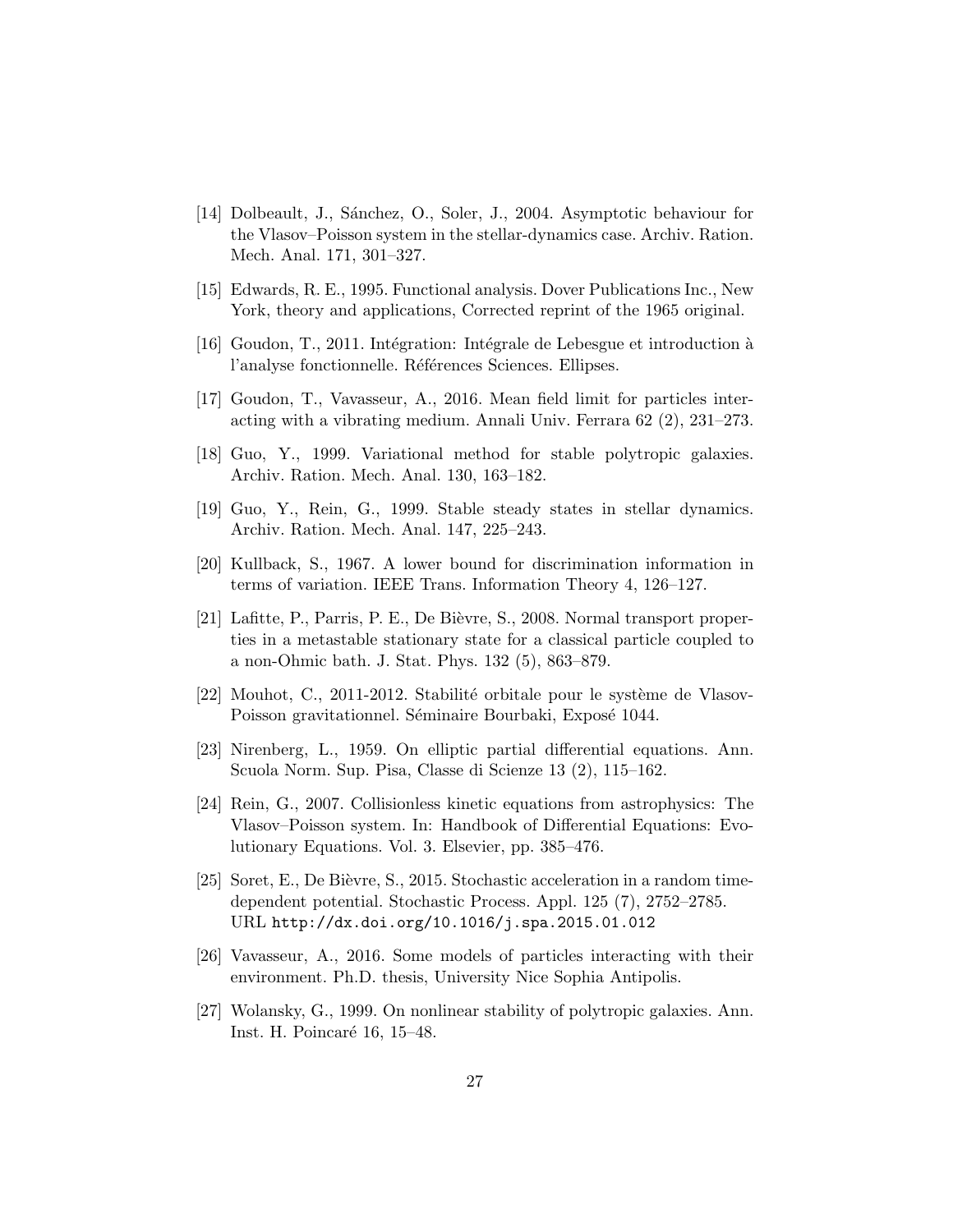[14] Dolbeault, J., Sánchez, O., Soler, J., 2004. Asymptotic behaviour for the Vlasov–Poisson system in the stellar-dynamics case. Archiv. Ration. Mech. Anal. 171, 301–327.

[15] Edwards, R. E., 1995. Functional analysis. Dover Publications Inc., New York, theory and applications, Corrected reprint of the 1965 original.

[16] Goudon, T., 2011. Intégration: Intégrale de Lebesgue et introduction à l'analyse fonctionnelle. Références Sciences. Ellipses.

[17] Goudon, T., Vavasseur, A., 2016. Mean field limit for particles interacting with a vibrating medium. Annali Univ. Ferrara 62 (2), 231–273.

[18] Guo, Y., 1999. Variational method for stable polytropic galaxies. Archiv. Ration. Mech. Anal. 130, 163–182.

[19] Guo, Y., Rein, G., 1999. Stable steady states in stellar dynamics. Archiv. Ration. Mech. Anal. 147, 225–243.

[20] Kullback, S., 1967. A lower bound for discrimination information in terms of variation. IEEE Trans. Information Theory 4, 126–127.

[21] Lafitte, P., Parris, P. E., De Bièvre, S., 2008. Normal transport properties in a metastable stationary state for a classical particle coupled to a non-Ohmic bath. J. Stat. Phys. 132 (5), 863–879.

[22] Mouhot, C., 2011-2012. Stabilité orbitale pour le système de Vlasov-Poisson gravitationnel. Séminaire Bourbaki, Exposé 1044.

[23] Nirenberg, L., 1959. On elliptic partial differential equations. Ann. Scuola Norm. Sup. Pisa, Classe di Scienze 13 (2), 115–162.

[24] Rein, G., 2007. Collisionless kinetic equations from astrophysics: The Vlasov–Poisson system. In: Handbook of Differential Equations: Evolutionary Equations. Vol. 3. Elsevier, pp. 385–476.

[25] Soret, E., De Bièvre, S., 2015. Stochastic acceleration in a random time-dependent potential. Stochastic Process. Appl. 125 (7), 2752–2785. URL http://dx.doi.org/10.1016/j.spa.2015.01.012

[26] Vavasseur, A., 2016. Some models of particles interacting with their environment. Ph.D. thesis, University Nice Sophia Antipolis.

[27] Wolansky, G., 1999. On nonlinear stability of polytropic galaxies. Ann. Inst. H. Poincaré 16, 15–48.